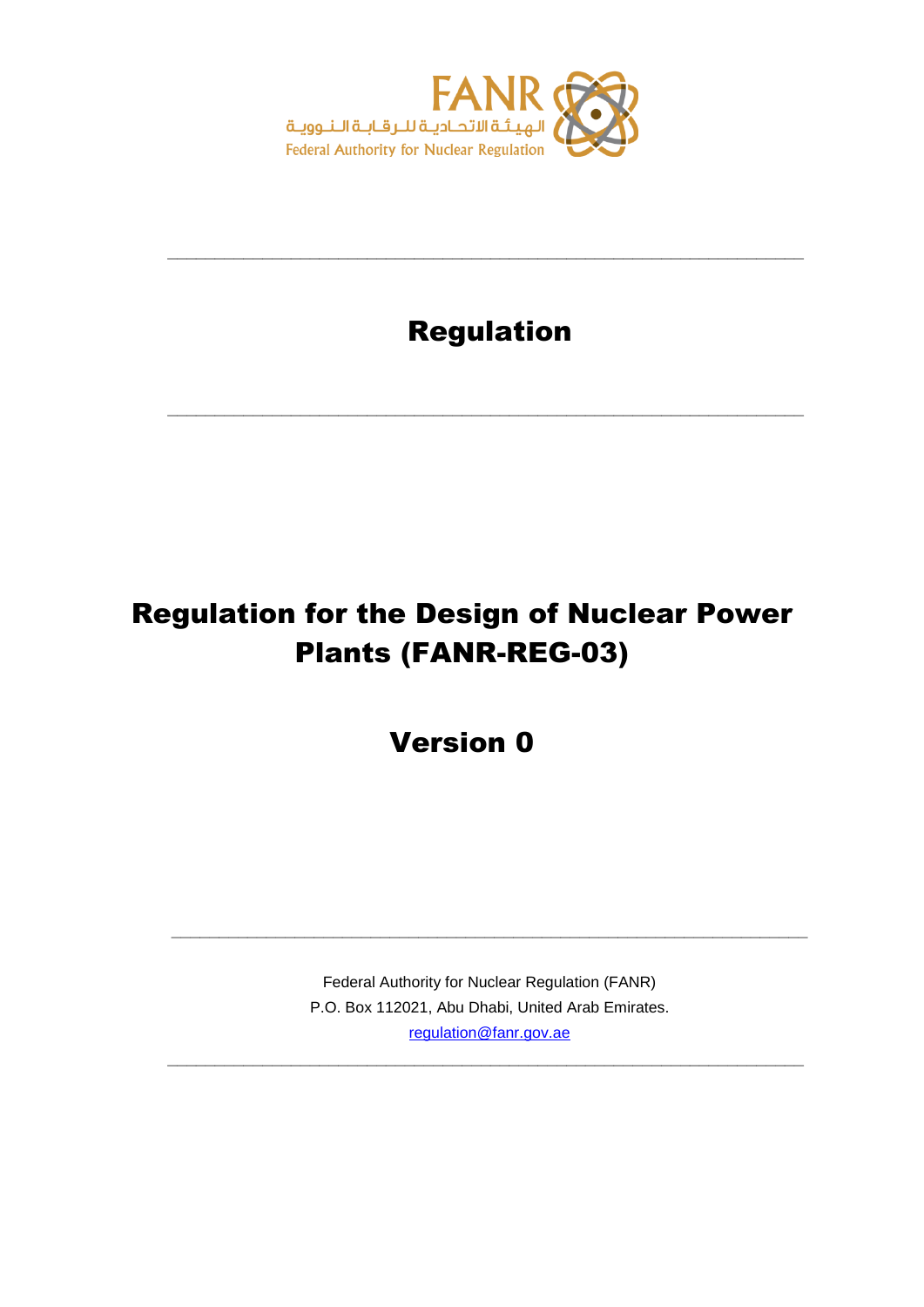FANR

الهيئة الاتحادية للرقابة النووية

Federal Authority for Nuclear Regulation

---

# Regulation

---

# Regulation for the Design of Nuclear Power Plants (FANR-REG-03)

## Version 0

---

Federal Authority for Nuclear Regulation (FANR)
P.O. Box 112021, Abu Dhabi, United Arab Emirates.
regulation@fanr.gov.ae

---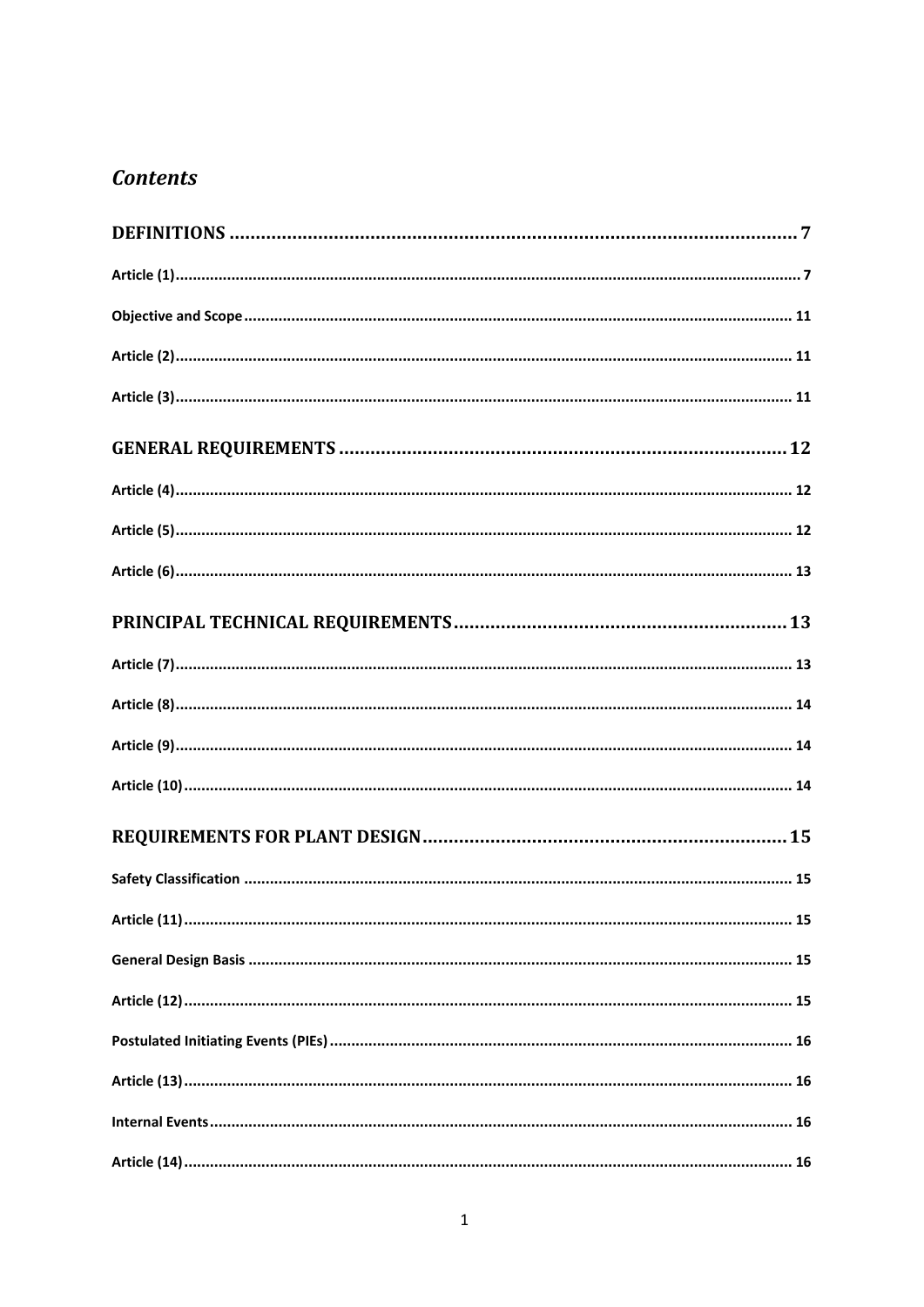## *Contents*

DEFINITIONS ........................................................................................................ 7

Article (1)........................................................................................................................ 7

Objective and Scope ....................................................................................................... 11

Article (2)........................................................................................................................ 11

Article (3)........................................................................................................................ 11

GENERAL REQUIREMENTS ............................................................................................ 12

Article (4)........................................................................................................................ 12

Article (5)........................................................................................................................ 12

Article (6)........................................................................................................................ 13

PRINCIPAL TECHNICAL REQUIREMENTS ...................................................................... 13

Article (7)........................................................................................................................ 13

Article (8)........................................................................................................................ 14

Article (9)........................................................................................................................ 14

Article (10)...................................................................................................................... 14

REQUIREMENTS FOR PLANT DESIGN ............................................................................ 15

Safety Classification ........................................................................................................ 15

Article (11)...................................................................................................................... 15

General Design Basis ...................................................................................................... 15

Article (12)...................................................................................................................... 15

Postulated Initiating Events (PIEs) ................................................................................... 16

Article (13)...................................................................................................................... 16

Internal Events................................................................................................................. 16

Article (14)...................................................................................................................... 16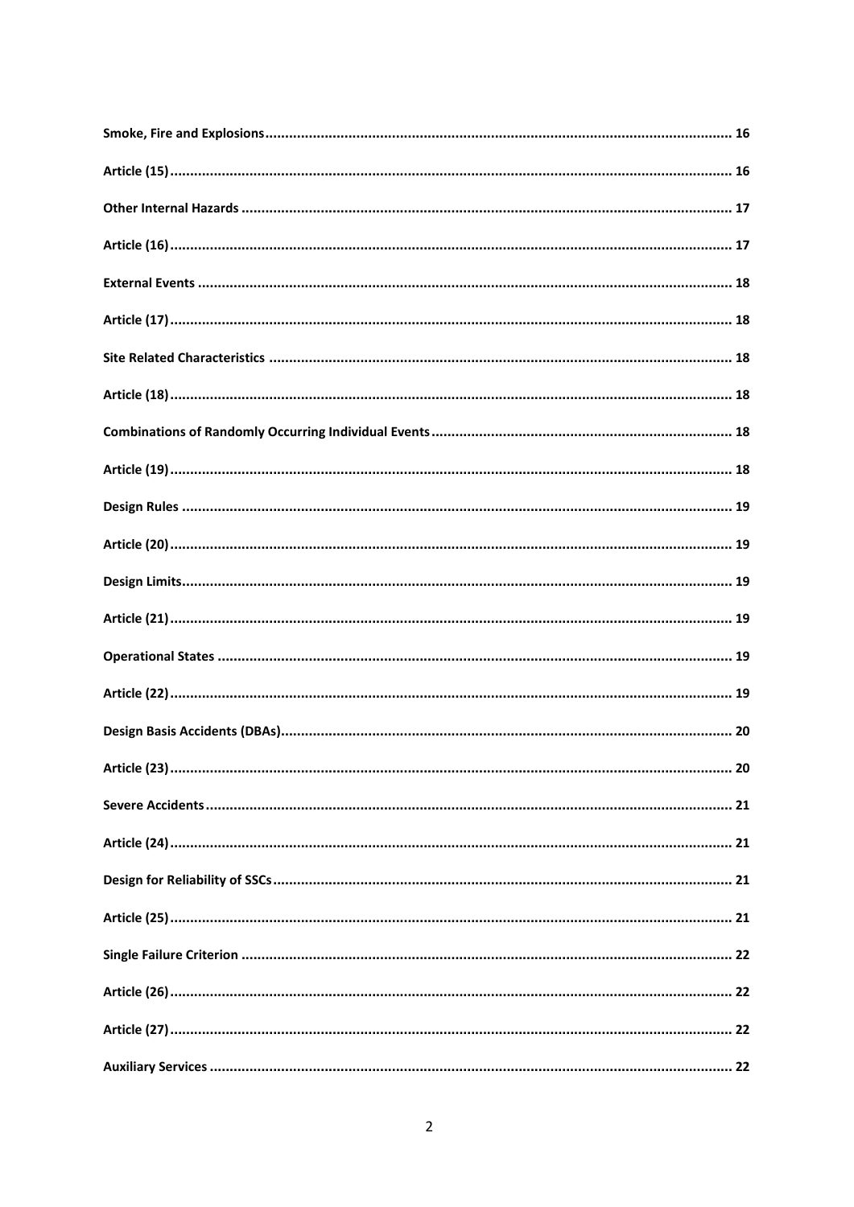**Smoke, Fire and Explosions** ........................................................................................................ 16

**Article (15)** ........................................................................................................ 16

**Other Internal Hazards** ........................................................................................................ 17

**Article (16)** ........................................................................................................ 17

**External Events** ........................................................................................................ 18

**Article (17)** ........................................................................................................ 18

**Site Related Characteristics** ........................................................................................................ 18

**Article (18)** ........................................................................................................ 18

**Combinations of Randomly Occurring Individual Events** ........................................................................................................ 18

**Article (19)** ........................................................................................................ 18

**Design Rules** ........................................................................................................ 19

**Article (20)** ........................................................................................................ 19

**Design Limits** ........................................................................................................ 19

**Article (21)** ........................................................................................................ 19

**Operational States** ........................................................................................................ 19

**Article (22)** ........................................................................................................ 19

**Design Basis Accidents (DBAs)** ........................................................................................................ 20

**Article (23)** ........................................................................................................ 20

**Severe Accidents** ........................................................................................................ 21

**Article (24)** ........................................................................................................ 21

**Design for Reliability of SSCs** ........................................................................................................ 21

**Article (25)** ........................................................................................................ 21

**Single Failure Criterion** ........................................................................................................ 22

**Article (26)** ........................................................................................................ 22

**Article (27)** ........................................................................................................ 22

**Auxiliary Services** ........................................................................................................ 22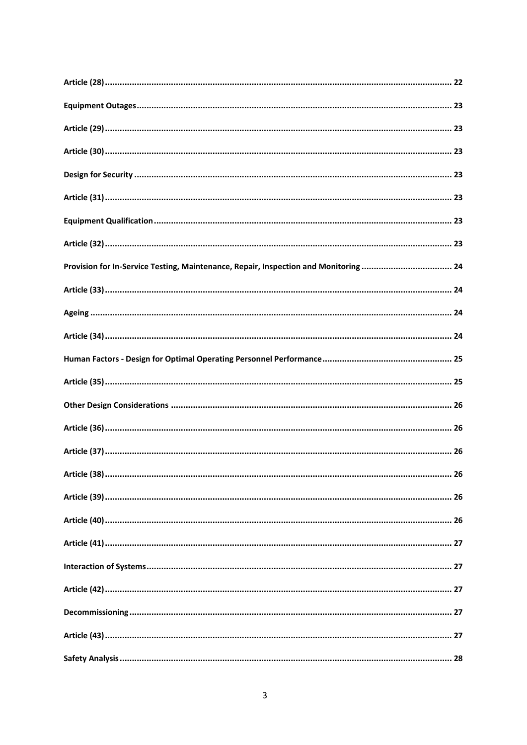**Article (28)** ........................................................................................................................................ 22

**Equipment Outages** ........................................................................................................................... 23

**Article (29)** ........................................................................................................................................ 23

**Article (30)** ........................................................................................................................................ 23

**Design for Security** ............................................................................................................................ 23

**Article (31)** ........................................................................................................................................ 23

**Equipment Qualification** .................................................................................................................... 23

**Article (32)** ........................................................................................................................................ 23

**Provision for In-Service Testing, Maintenance, Repair, Inspection and Monitoring** ..................................... 24

**Article (33)** ........................................................................................................................................ 24

**Ageing** ............................................................................................................................................... 24

**Article (34)** ........................................................................................................................................ 24

**Human Factors - Design for Optimal Operating Personnel Performance** .................................................... 25

**Article (35)** ........................................................................................................................................ 25

**Other Design Considerations** ............................................................................................................... 26

**Article (36)** ........................................................................................................................................ 26

**Article (37)** ........................................................................................................................................ 26

**Article (38)** ........................................................................................................................................ 26

**Article (39)** ........................................................................................................................................ 26

**Article (40)** ........................................................................................................................................ 26

**Article (41)** ........................................................................................................................................ 27

**Interaction of Systems** ........................................................................................................................ 27

**Article (42)** ........................................................................................................................................ 27

**Decommissioning** ............................................................................................................................... 27

**Article (43)** ........................................................................................................................................ 27

**Safety Analysis** ................................................................................................................................... 28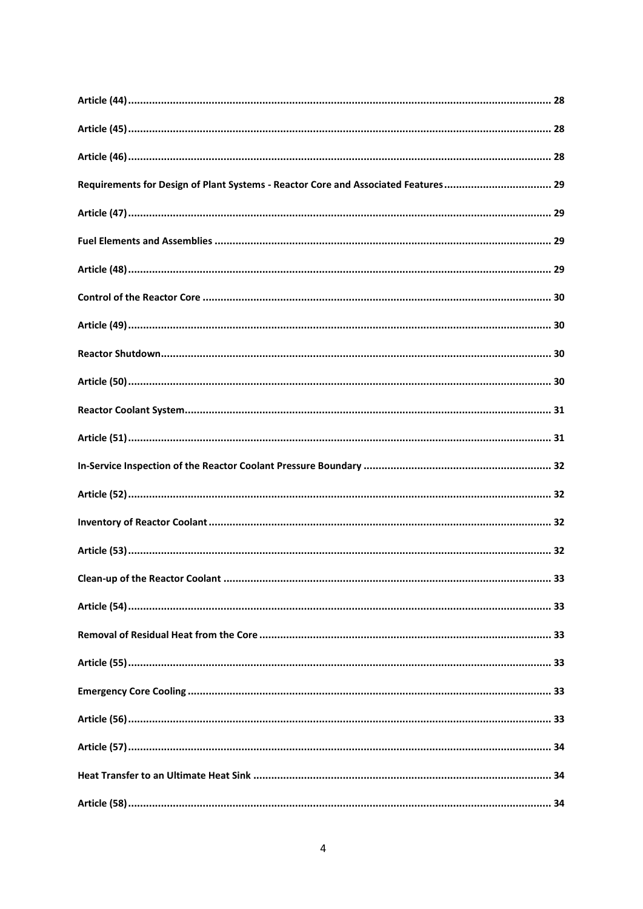**Article (44)** ........ 28

**Article (45)** ........ 28

**Article (46)** ........ 28

**Requirements for Design of Plant Systems - Reactor Core and Associated Features** ........ 29

**Article (47)** ........ 29

**Fuel Elements and Assemblies** ........ 29

**Article (48)** ........ 29

**Control of the Reactor Core** ........ 30

**Article (49)** ........ 30

**Reactor Shutdown** ........ 30

**Article (50)** ........ 30

**Reactor Coolant System** ........ 31

**Article (51)** ........ 31

**In-Service Inspection of the Reactor Coolant Pressure Boundary** ........ 32

**Article (52)** ........ 32

**Inventory of Reactor Coolant** ........ 32

**Article (53)** ........ 32

**Clean-up of the Reactor Coolant** ........ 33

**Article (54)** ........ 33

**Removal of Residual Heat from the Core** ........ 33

**Article (55)** ........ 33

**Emergency Core Cooling** ........ 33

**Article (56)** ........ 33

**Article (57)** ........ 34

**Heat Transfer to an Ultimate Heat Sink** ........ 34

**Article (58)** ........ 34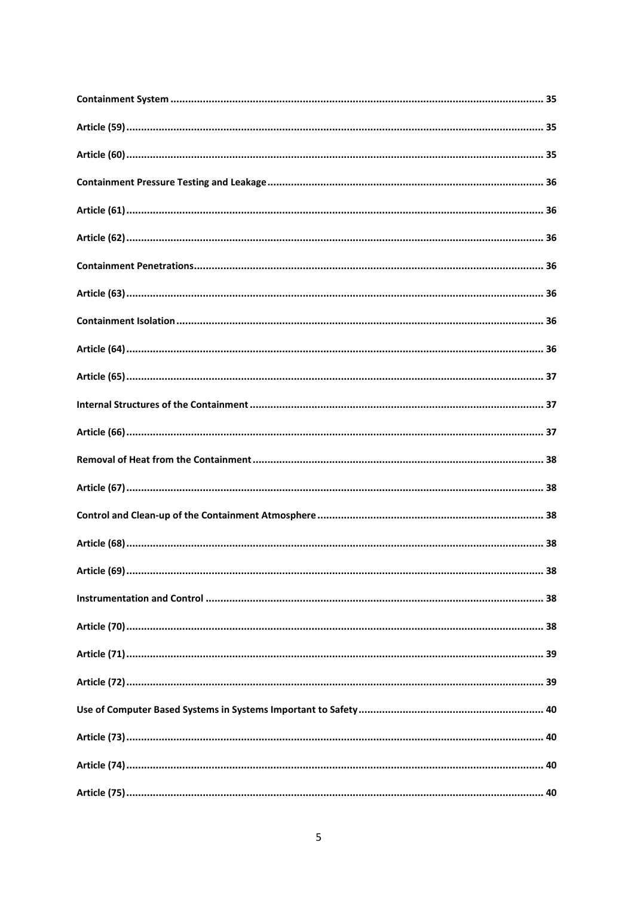**Containment System** .......... 35

**Article (59)** .......... 35

**Article (60)** .......... 35

**Containment Pressure Testing and Leakage** .......... 36

**Article (61)** .......... 36

**Article (62)** .......... 36

**Containment Penetrations** .......... 36

**Article (63)** .......... 36

**Containment Isolation** .......... 36

**Article (64)** .......... 36

**Article (65)** .......... 37

**Internal Structures of the Containment** .......... 37

**Article (66)** .......... 37

**Removal of Heat from the Containment** .......... 38

**Article (67)** .......... 38

**Control and Clean-up of the Containment Atmosphere** .......... 38

**Article (68)** .......... 38

**Article (69)** .......... 38

**Instrumentation and Control** .......... 38

**Article (70)** .......... 38

**Article (71)** .......... 39

**Article (72)** .......... 39

**Use of Computer Based Systems in Systems Important to Safety** .......... 40

**Article (73)** .......... 40

**Article (74)** .......... 40

**Article (75)** .......... 40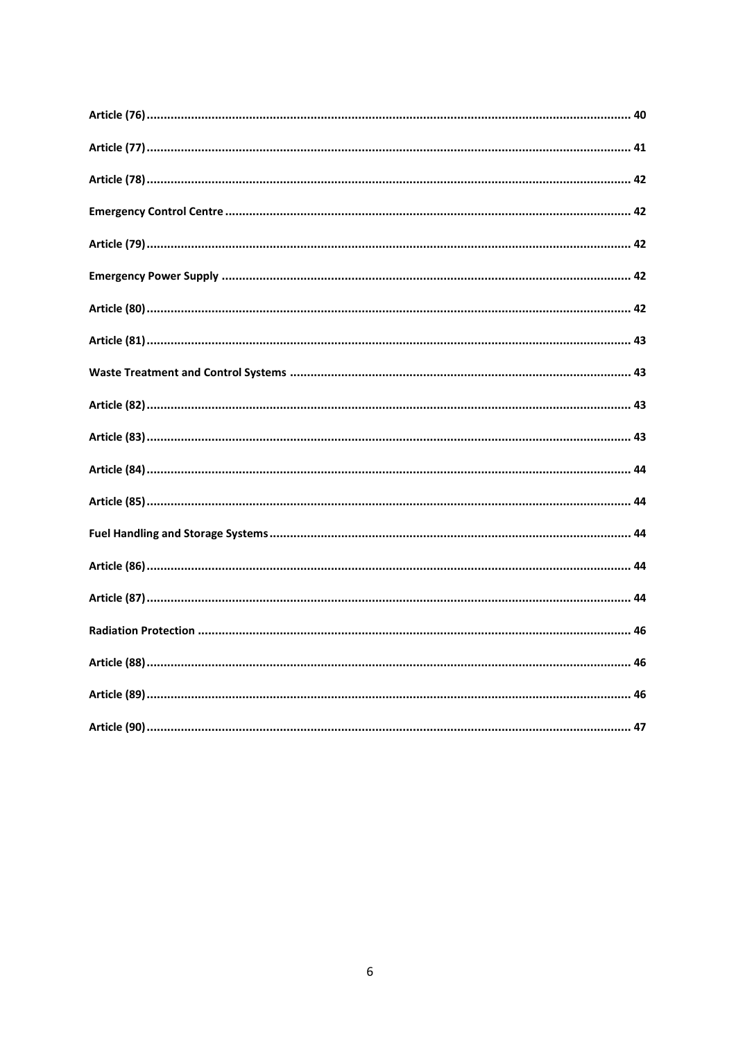**Article (76)** ........................................................................................................................................... 40

**Article (77)** ........................................................................................................................................... 41

**Article (78)** ........................................................................................................................................... 42

**Emergency Control Centre** .................................................................................................................... 42

**Article (79)** ........................................................................................................................................... 42

**Emergency Power Supply** ...................................................................................................................... 42

**Article (80)** ........................................................................................................................................... 42

**Article (81)** ........................................................................................................................................... 43

**Waste Treatment and Control Systems** .................................................................................................. 43

**Article (82)** ........................................................................................................................................... 43

**Article (83)** ........................................................................................................................................... 43

**Article (84)** ........................................................................................................................................... 44

**Article (85)** ........................................................................................................................................... 44

**Fuel Handling and Storage Systems** ........................................................................................................ 44

**Article (86)** ........................................................................................................................................... 44

**Article (87)** ........................................................................................................................................... 44

**Radiation Protection** ............................................................................................................................ 46

**Article (88)** ........................................................................................................................................... 46

**Article (89)** ........................................................................................................................................... 46

**Article (90)** ........................................................................................................................................... 47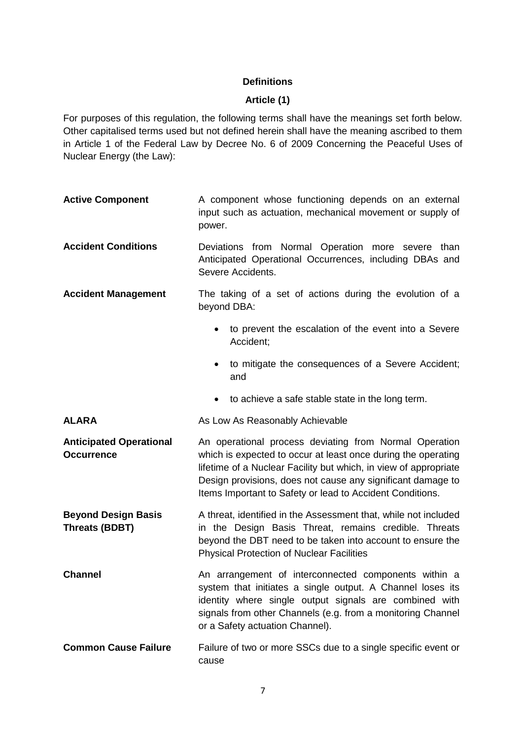## Definitions

## Article (1)

For purposes of this regulation, the following terms shall have the meanings set forth below. Other capitalised terms used but not defined herein shall have the meaning ascribed to them in Article 1 of the Federal Law by Decree No. 6 of 2009 Concerning the Peaceful Uses of Nuclear Energy (the Law):

**Active Component**
A component whose functioning depends on an external input such as actuation, mechanical movement or supply of power.

**Accident Conditions**
Deviations from Normal Operation more severe than Anticipated Operational Occurrences, including DBAs and Severe Accidents.

**Accident Management**
The taking of a set of actions during the evolution of a beyond DBA:

- to prevent the escalation of the event into a Severe Accident;
- to mitigate the consequences of a Severe Accident; and
- to achieve a safe stable state in the long term.

**ALARA**
As Low As Reasonably Achievable

**Anticipated Operational Occurrence**
An operational process deviating from Normal Operation which is expected to occur at least once during the operating lifetime of a Nuclear Facility but which, in view of appropriate Design provisions, does not cause any significant damage to Items Important to Safety or lead to Accident Conditions.

**Beyond Design Basis Threats (BDBT)**
A threat, identified in the Assessment that, while not included in the Design Basis Threat, remains credible. Threats beyond the DBT need to be taken into account to ensure the Physical Protection of Nuclear Facilities

**Channel**
An arrangement of interconnected components within a system that initiates a single output. A Channel loses its identity where single output signals are combined with signals from other Channels (e.g. from a monitoring Channel or a Safety actuation Channel).

**Common Cause Failure**
Failure of two or more SSCs due to a single specific event or cause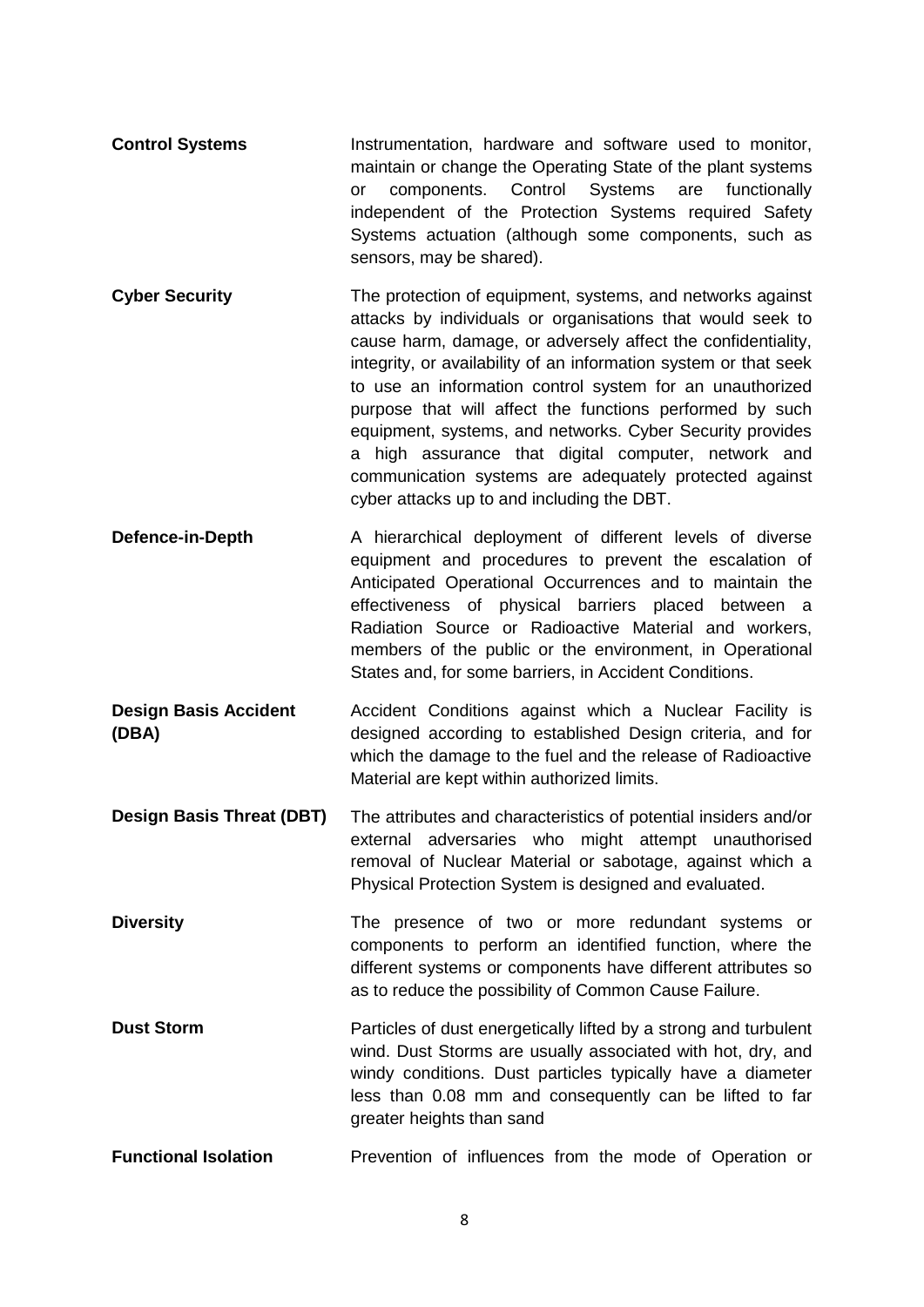**Control Systems**

Instrumentation, hardware and software used to monitor, maintain or change the Operating State of the plant systems or components. Control Systems are functionally independent of the Protection Systems required Safety Systems actuation (although some components, such as sensors, may be shared).

**Cyber Security**

The protection of equipment, systems, and networks against attacks by individuals or organisations that would seek to cause harm, damage, or adversely affect the confidentiality, integrity, or availability of an information system or that seek to use an information control system for an unauthorized purpose that will affect the functions performed by such equipment, systems, and networks. Cyber Security provides a high assurance that digital computer, network and communication systems are adequately protected against cyber attacks up to and including the DBT.

**Defence-in-Depth**

A hierarchical deployment of different levels of diverse equipment and procedures to prevent the escalation of Anticipated Operational Occurrences and to maintain the effectiveness of physical barriers placed between a Radiation Source or Radioactive Material and workers, members of the public or the environment, in Operational States and, for some barriers, in Accident Conditions.

**Design Basis Accident (DBA)**

Accident Conditions against which a Nuclear Facility is designed according to established Design criteria, and for which the damage to the fuel and the release of Radioactive Material are kept within authorized limits.

**Design Basis Threat (DBT)**

The attributes and characteristics of potential insiders and/or external adversaries who might attempt unauthorised removal of Nuclear Material or sabotage, against which a Physical Protection System is designed and evaluated.

**Diversity**

The presence of two or more redundant systems or components to perform an identified function, where the different systems or components have different attributes so as to reduce the possibility of Common Cause Failure.

**Dust Storm**

Particles of dust energetically lifted by a strong and turbulent wind. Dust Storms are usually associated with hot, dry, and windy conditions. Dust particles typically have a diameter less than 0.08 mm and consequently can be lifted to far greater heights than sand

**Functional Isolation**

Prevention of influences from the mode of Operation or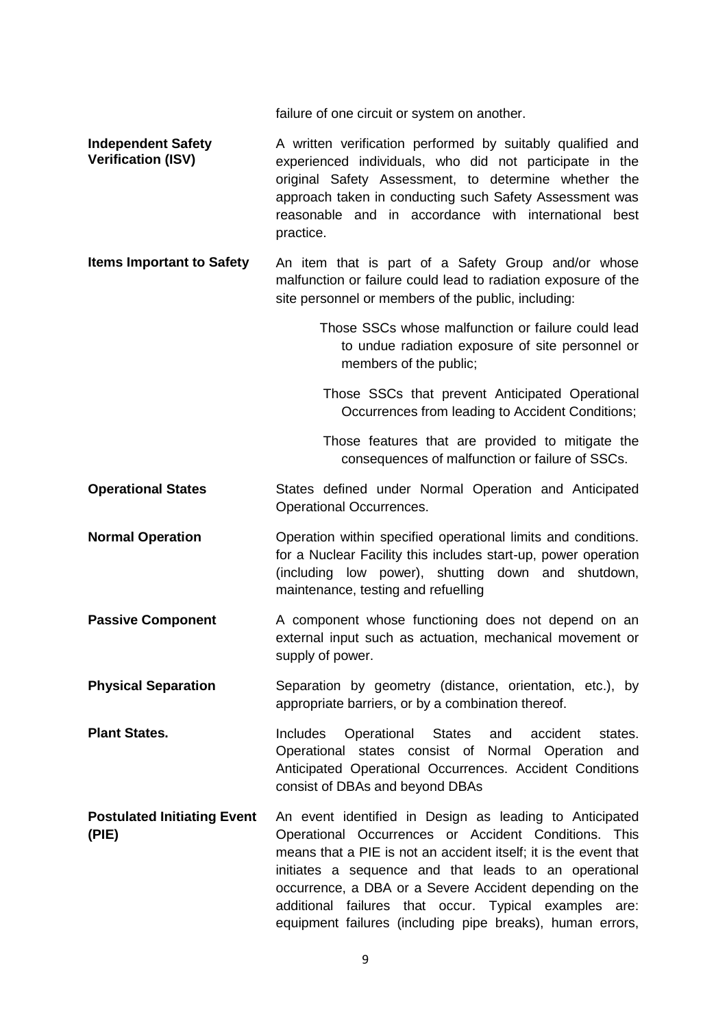failure of one circuit or system on another.

**Independent Safety Verification (ISV)** — A written verification performed by suitably qualified and experienced individuals, who did not participate in the original Safety Assessment, to determine whether the approach taken in conducting such Safety Assessment was reasonable and in accordance with international best practice.

**Items Important to Safety** — An item that is part of a Safety Group and/or whose malfunction or failure could lead to radiation exposure of the site personnel or members of the public, including:

- Those SSCs whose malfunction or failure could lead to undue radiation exposure of site personnel or members of the public;
- Those SSCs that prevent Anticipated Operational Occurrences from leading to Accident Conditions;
- Those features that are provided to mitigate the consequences of malfunction or failure of SSCs.

**Operational States** — States defined under Normal Operation and Anticipated Operational Occurrences.

**Normal Operation** — Operation within specified operational limits and conditions. for a Nuclear Facility this includes start-up, power operation (including low power), shutting down and shutdown, maintenance, testing and refuelling

**Passive Component** — A component whose functioning does not depend on an external input such as actuation, mechanical movement or supply of power.

**Physical Separation** — Separation by geometry (distance, orientation, etc.), by appropriate barriers, or by a combination thereof.

**Plant States.** — Includes Operational States and accident states. Operational states consist of Normal Operation and Anticipated Operational Occurrences. Accident Conditions consist of DBAs and beyond DBAs

**Postulated Initiating Event (PIE)** — An event identified in Design as leading to Anticipated Operational Occurrences or Accident Conditions. This means that a PIE is not an accident itself; it is the event that initiates a sequence and that leads to an operational occurrence, a DBA or a Severe Accident depending on the additional failures that occur. Typical examples are: equipment failures (including pipe breaks), human errors,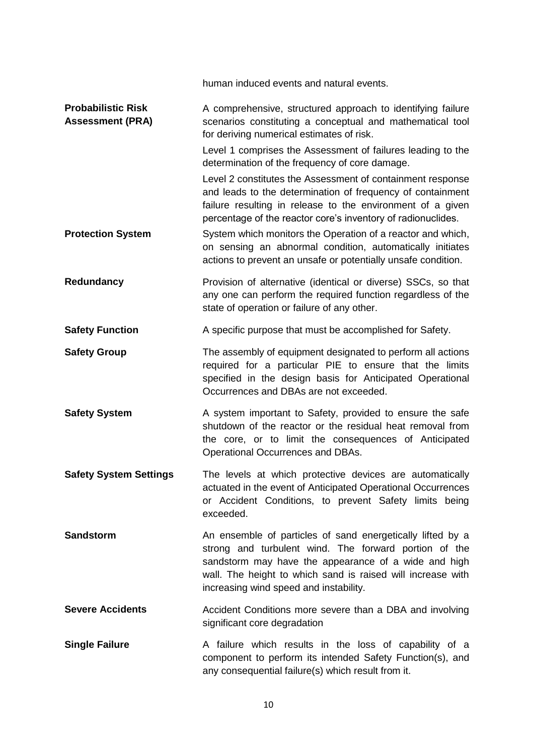human induced events and natural events.

**Probabilistic Risk Assessment (PRA)**
A comprehensive, structured approach to identifying failure scenarios constituting a conceptual and mathematical tool for deriving numerical estimates of risk.

Level 1 comprises the Assessment of failures leading to the determination of the frequency of core damage.

Level 2 constitutes the Assessment of containment response and leads to the determination of frequency of containment failure resulting in release to the environment of a given percentage of the reactor core's inventory of radionuclides.

**Protection System**
System which monitors the Operation of a reactor and which, on sensing an abnormal condition, automatically initiates actions to prevent an unsafe or potentially unsafe condition.

**Redundancy**
Provision of alternative (identical or diverse) SSCs, so that any one can perform the required function regardless of the state of operation or failure of any other.

**Safety Function**
A specific purpose that must be accomplished for Safety.

**Safety Group**
The assembly of equipment designated to perform all actions required for a particular PIE to ensure that the limits specified in the design basis for Anticipated Operational Occurrences and DBAs are not exceeded.

**Safety System**
A system important to Safety, provided to ensure the safe shutdown of the reactor or the residual heat removal from the core, or to limit the consequences of Anticipated Operational Occurrences and DBAs.

**Safety System Settings**
The levels at which protective devices are automatically actuated in the event of Anticipated Operational Occurrences or Accident Conditions, to prevent Safety limits being exceeded.

**Sandstorm**
An ensemble of particles of sand energetically lifted by a strong and turbulent wind. The forward portion of the sandstorm may have the appearance of a wide and high wall. The height to which sand is raised will increase with increasing wind speed and instability.

**Severe Accidents**
Accident Conditions more severe than a DBA and involving significant core degradation

**Single Failure**
A failure which results in the loss of capability of a component to perform its intended Safety Function(s), and any consequential failure(s) which result from it.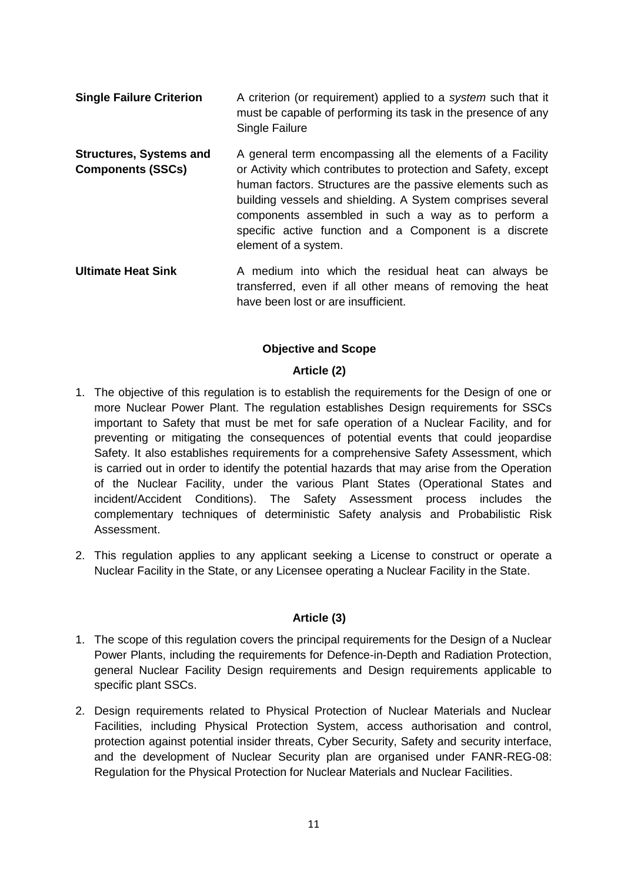**Single Failure Criterion** A criterion (or requirement) applied to a *system* such that it must be capable of performing its task in the presence of any Single Failure

**Structures, Systems and Components (SSCs)** A general term encompassing all the elements of a Facility or Activity which contributes to protection and Safety, except human factors. Structures are the passive elements such as building vessels and shielding. A System comprises several components assembled in such a way as to perform a specific active function and a Component is a discrete element of a system.

**Ultimate Heat Sink** A medium into which the residual heat can always be transferred, even if all other means of removing the heat have been lost or are insufficient.

**Objective and Scope**

**Article (2)**

1. The objective of this regulation is to establish the requirements for the Design of one or more Nuclear Power Plant. The regulation establishes Design requirements for SSCs important to Safety that must be met for safe operation of a Nuclear Facility, and for preventing or mitigating the consequences of potential events that could jeopardise Safety. It also establishes requirements for a comprehensive Safety Assessment, which is carried out in order to identify the potential hazards that may arise from the Operation of the Nuclear Facility, under the various Plant States (Operational States and incident/Accident Conditions). The Safety Assessment process includes the complementary techniques of deterministic Safety analysis and Probabilistic Risk Assessment.
2. This regulation applies to any applicant seeking a License to construct or operate a Nuclear Facility in the State, or any Licensee operating a Nuclear Facility in the State.

**Article (3)**

1. The scope of this regulation covers the principal requirements for the Design of a Nuclear Power Plants, including the requirements for Defence-in-Depth and Radiation Protection, general Nuclear Facility Design requirements and Design requirements applicable to specific plant SSCs.
2. Design requirements related to Physical Protection of Nuclear Materials and Nuclear Facilities, including Physical Protection System, access authorisation and control, protection against potential insider threats, Cyber Security, Safety and security interface, and the development of Nuclear Security plan are organised under FANR-REG-08: Regulation for the Physical Protection for Nuclear Materials and Nuclear Facilities.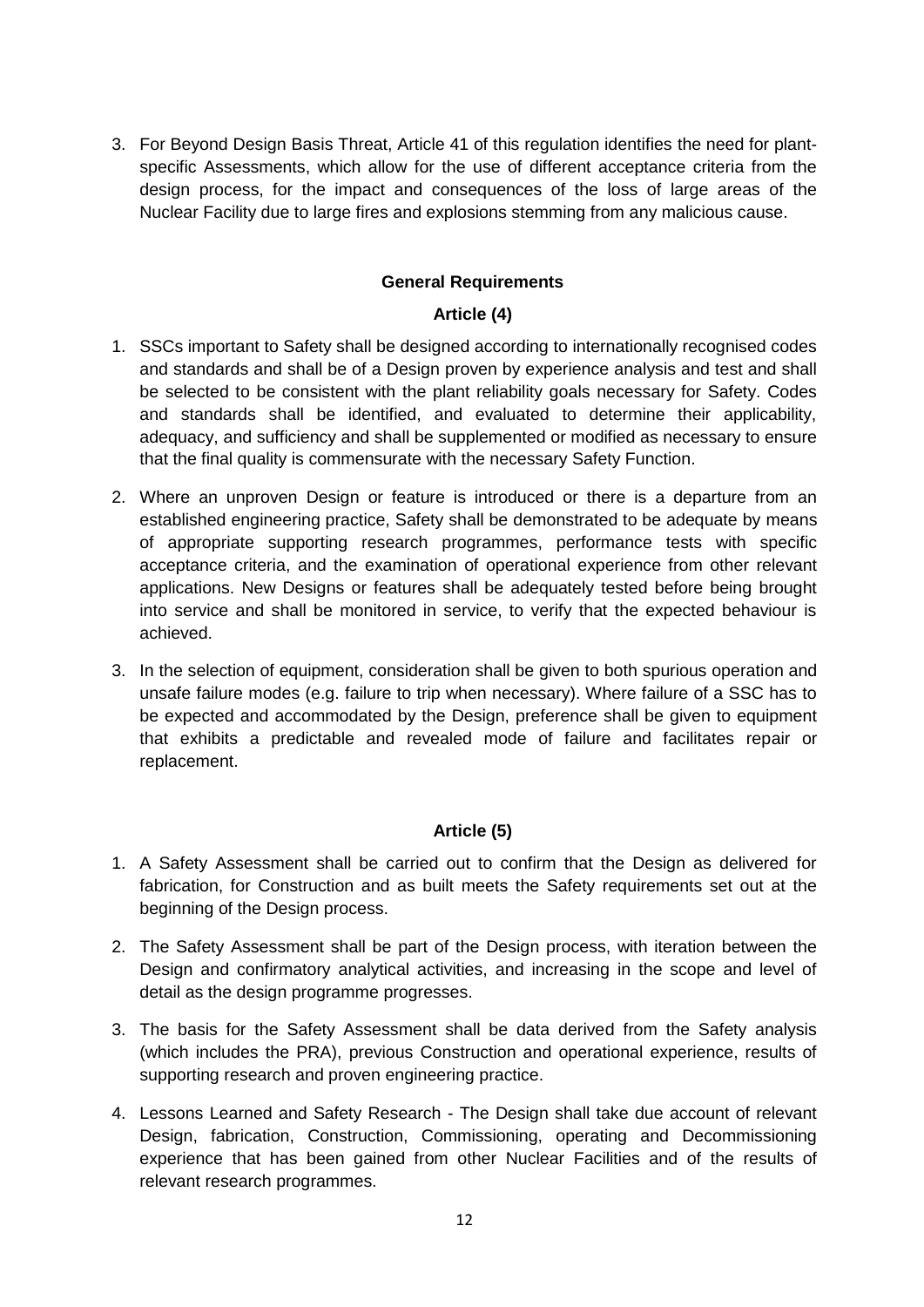3. For Beyond Design Basis Threat, Article 41 of this regulation identifies the need for plant-specific Assessments, which allow for the use of different acceptance criteria from the design process, for the impact and consequences of the loss of large areas of the Nuclear Facility due to large fires and explosions stemming from any malicious cause.

## General Requirements

### Article (4)

1. SSCs important to Safety shall be designed according to internationally recognised codes and standards and shall be of a Design proven by experience analysis and test and shall be selected to be consistent with the plant reliability goals necessary for Safety. Codes and standards shall be identified, and evaluated to determine their applicability, adequacy, and sufficiency and shall be supplemented or modified as necessary to ensure that the final quality is commensurate with the necessary Safety Function.
2. Where an unproven Design or feature is introduced or there is a departure from an established engineering practice, Safety shall be demonstrated to be adequate by means of appropriate supporting research programmes, performance tests with specific acceptance criteria, and the examination of operational experience from other relevant applications. New Designs or features shall be adequately tested before being brought into service and shall be monitored in service, to verify that the expected behaviour is achieved.
3. In the selection of equipment, consideration shall be given to both spurious operation and unsafe failure modes (e.g. failure to trip when necessary). Where failure of a SSC has to be expected and accommodated by the Design, preference shall be given to equipment that exhibits a predictable and revealed mode of failure and facilitates repair or replacement.

### Article (5)

1. A Safety Assessment shall be carried out to confirm that the Design as delivered for fabrication, for Construction and as built meets the Safety requirements set out at the beginning of the Design process.
2. The Safety Assessment shall be part of the Design process, with iteration between the Design and confirmatory analytical activities, and increasing in the scope and level of detail as the design programme progresses.
3. The basis for the Safety Assessment shall be data derived from the Safety analysis (which includes the PRA), previous Construction and operational experience, results of supporting research and proven engineering practice.
4. Lessons Learned and Safety Research - The Design shall take due account of relevant Design, fabrication, Construction, Commissioning, operating and Decommissioning experience that has been gained from other Nuclear Facilities and of the results of relevant research programmes.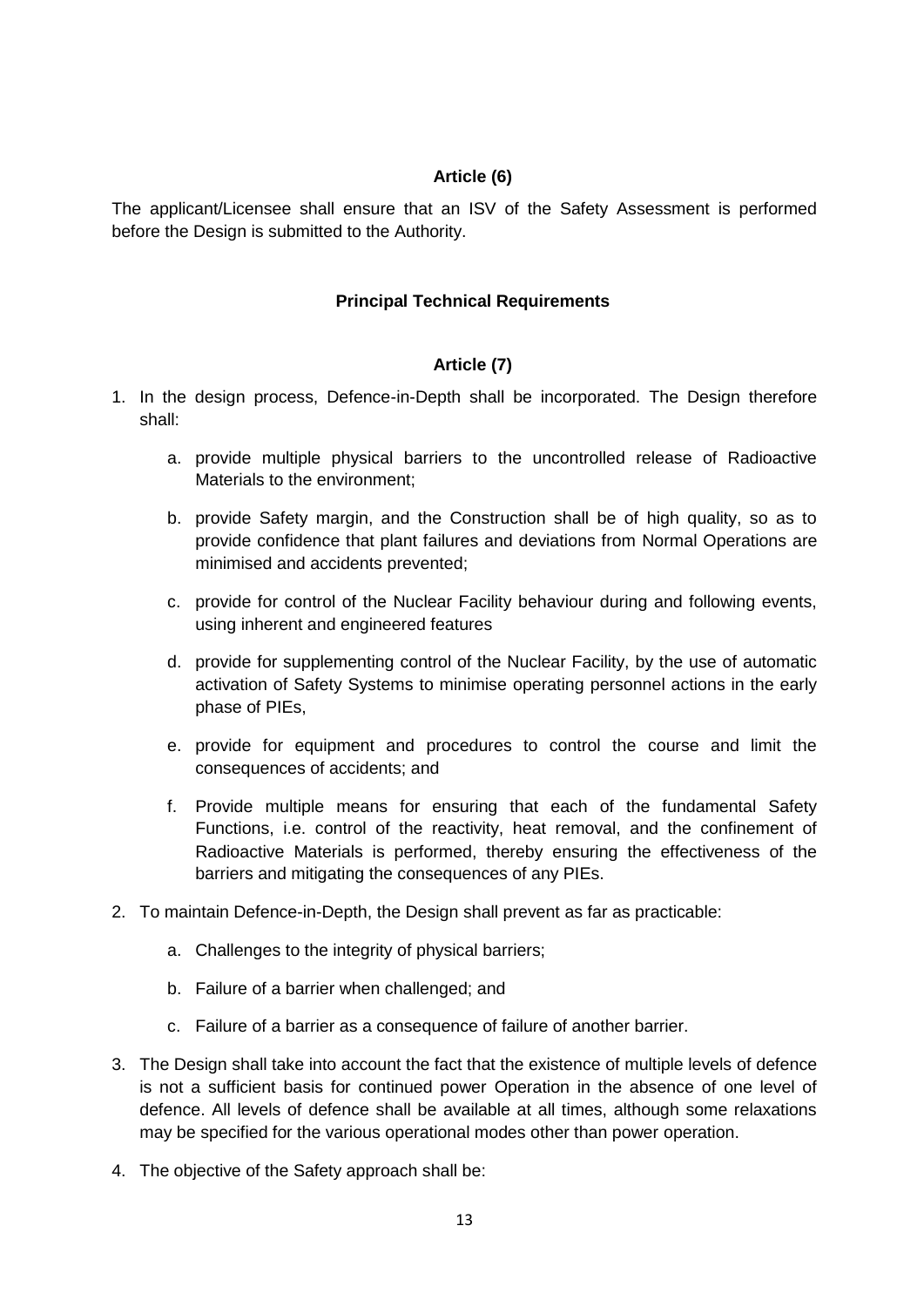**Article (6)**

The applicant/Licensee shall ensure that an ISV of the Safety Assessment is performed before the Design is submitted to the Authority.

**Principal Technical Requirements**

**Article (7)**

1. In the design process, Defence-in-Depth shall be incorporated. The Design therefore shall:

    a. provide multiple physical barriers to the uncontrolled release of Radioactive Materials to the environment;

    b. provide Safety margin, and the Construction shall be of high quality, so as to provide confidence that plant failures and deviations from Normal Operations are minimised and accidents prevented;

    c. provide for control of the Nuclear Facility behaviour during and following events, using inherent and engineered features

    d. provide for supplementing control of the Nuclear Facility, by the use of automatic activation of Safety Systems to minimise operating personnel actions in the early phase of PIEs,

    e. provide for equipment and procedures to control the course and limit the consequences of accidents; and

    f. Provide multiple means for ensuring that each of the fundamental Safety Functions, i.e. control of the reactivity, heat removal, and the confinement of Radioactive Materials is performed, thereby ensuring the effectiveness of the barriers and mitigating the consequences of any PIEs.

2. To maintain Defence-in-Depth, the Design shall prevent as far as practicable:

    a. Challenges to the integrity of physical barriers;

    b. Failure of a barrier when challenged; and

    c. Failure of a barrier as a consequence of failure of another barrier.

3. The Design shall take into account the fact that the existence of multiple levels of defence is not a sufficient basis for continued power Operation in the absence of one level of defence. All levels of defence shall be available at all times, although some relaxations may be specified for the various operational modes other than power operation.

4. The objective of the Safety approach shall be: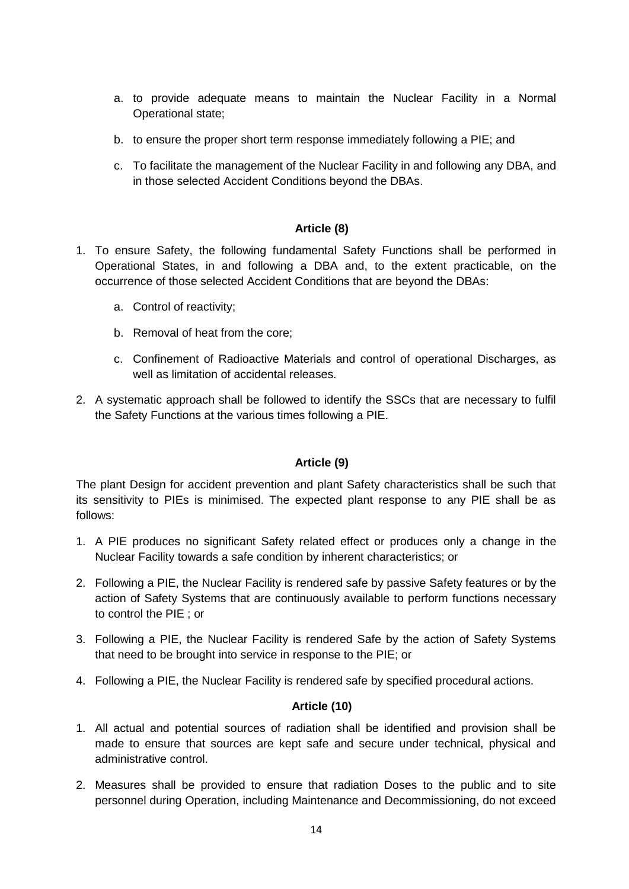a. to provide adequate means to maintain the Nuclear Facility in a Normal Operational state;

b. to ensure the proper short term response immediately following a PIE; and

c. To facilitate the management of the Nuclear Facility in and following any DBA, and in those selected Accident Conditions beyond the DBAs.

**Article (8)**

1. To ensure Safety, the following fundamental Safety Functions shall be performed in Operational States, in and following a DBA and, to the extent practicable, on the occurrence of those selected Accident Conditions that are beyond the DBAs:

    a. Control of reactivity;

    b. Removal of heat from the core;

    c. Confinement of Radioactive Materials and control of operational Discharges, as well as limitation of accidental releases.

2. A systematic approach shall be followed to identify the SSCs that are necessary to fulfil the Safety Functions at the various times following a PIE.

**Article (9)**

The plant Design for accident prevention and plant Safety characteristics shall be such that its sensitivity to PIEs is minimised. The expected plant response to any PIE shall be as follows:

1. A PIE produces no significant Safety related effect or produces only a change in the Nuclear Facility towards a safe condition by inherent characteristics; or

2. Following a PIE, the Nuclear Facility is rendered safe by passive Safety features or by the action of Safety Systems that are continuously available to perform functions necessary to control the PIE ; or

3. Following a PIE, the Nuclear Facility is rendered Safe by the action of Safety Systems that need to be brought into service in response to the PIE; or

4. Following a PIE, the Nuclear Facility is rendered safe by specified procedural actions.

**Article (10)**

1. All actual and potential sources of radiation shall be identified and provision shall be made to ensure that sources are kept safe and secure under technical, physical and administrative control.

2. Measures shall be provided to ensure that radiation Doses to the public and to site personnel during Operation, including Maintenance and Decommissioning, do not exceed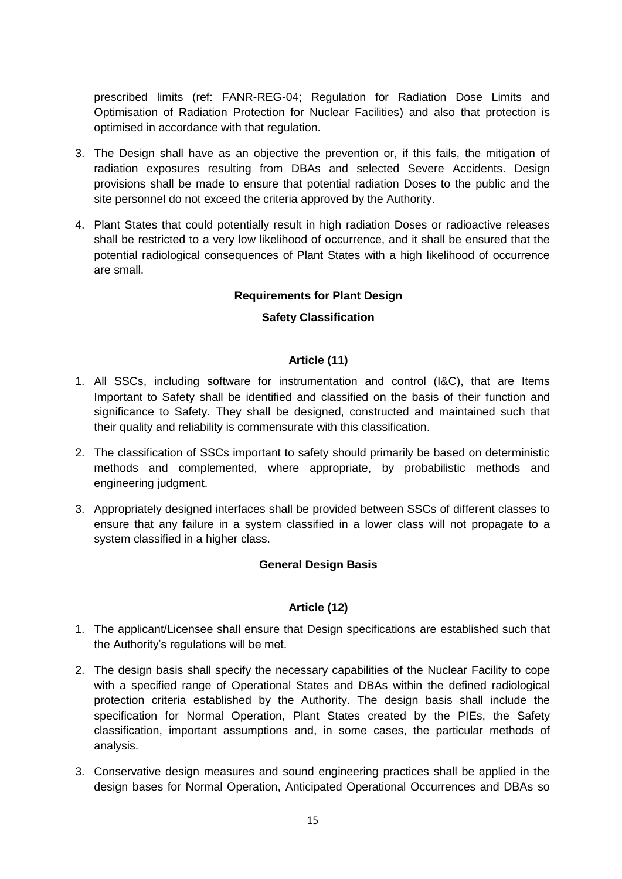prescribed limits (ref: FANR-REG-04; Regulation for Radiation Dose Limits and Optimisation of Radiation Protection for Nuclear Facilities) and also that protection is optimised in accordance with that regulation.

3. The Design shall have as an objective the prevention or, if this fails, the mitigation of radiation exposures resulting from DBAs and selected Severe Accidents. Design provisions shall be made to ensure that potential radiation Doses to the public and the site personnel do not exceed the criteria approved by the Authority.

4. Plant States that could potentially result in high radiation Doses or radioactive releases shall be restricted to a very low likelihood of occurrence, and it shall be ensured that the potential radiological consequences of Plant States with a high likelihood of occurrence are small.

**Requirements for Plant Design**

**Safety Classification**

**Article (11)**

1. All SSCs, including software for instrumentation and control (I&C), that are Items Important to Safety shall be identified and classified on the basis of their function and significance to Safety. They shall be designed, constructed and maintained such that their quality and reliability is commensurate with this classification.

2. The classification of SSCs important to safety should primarily be based on deterministic methods and complemented, where appropriate, by probabilistic methods and engineering judgment.

3. Appropriately designed interfaces shall be provided between SSCs of different classes to ensure that any failure in a system classified in a lower class will not propagate to a system classified in a higher class.

**General Design Basis**

**Article (12)**

1. The applicant/Licensee shall ensure that Design specifications are established such that the Authority's regulations will be met.

2. The design basis shall specify the necessary capabilities of the Nuclear Facility to cope with a specified range of Operational States and DBAs within the defined radiological protection criteria established by the Authority. The design basis shall include the specification for Normal Operation, Plant States created by the PIEs, the Safety classification, important assumptions and, in some cases, the particular methods of analysis.

3. Conservative design measures and sound engineering practices shall be applied in the design bases for Normal Operation, Anticipated Operational Occurrences and DBAs so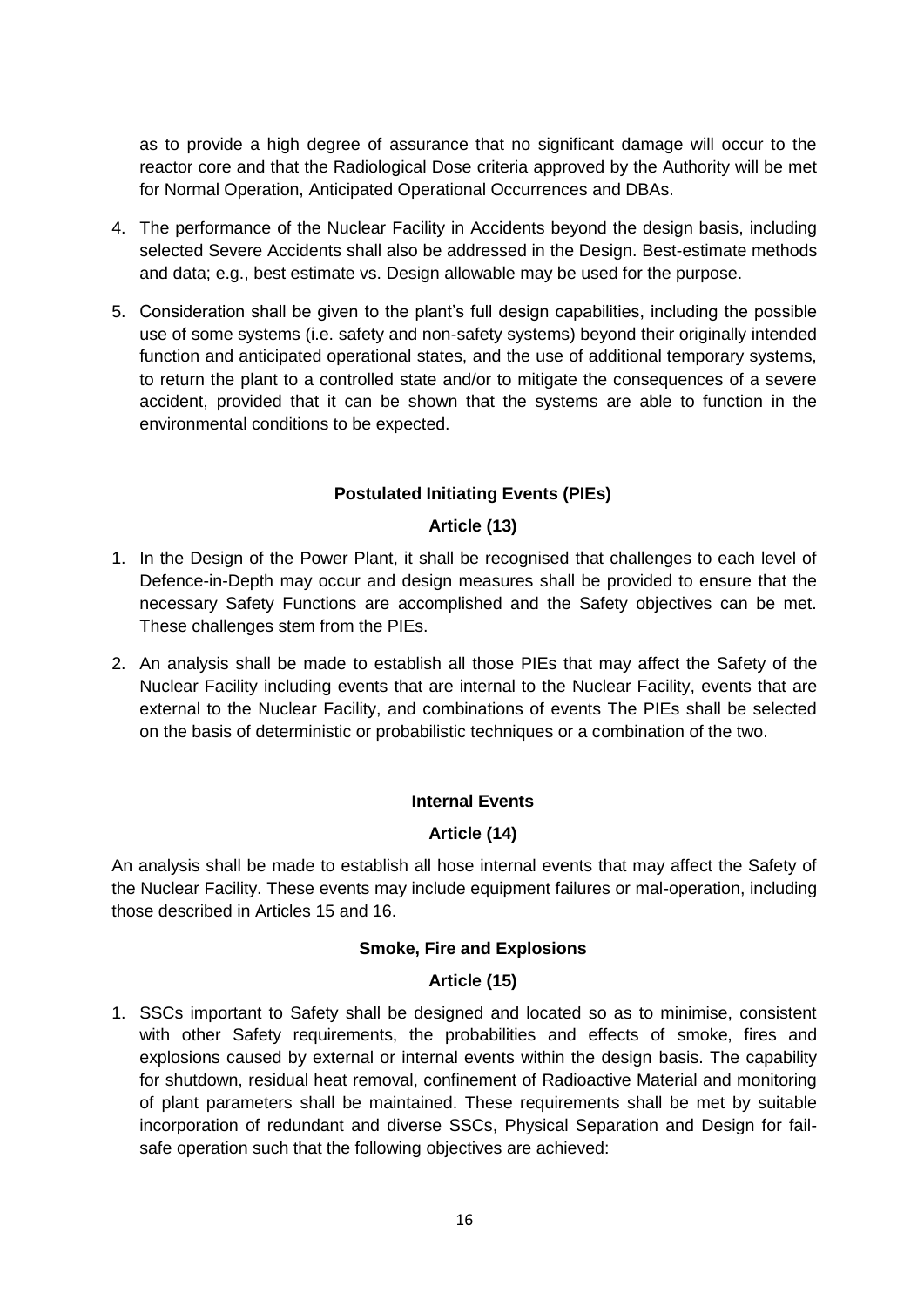as to provide a high degree of assurance that no significant damage will occur to the reactor core and that the Radiological Dose criteria approved by the Authority will be met for Normal Operation, Anticipated Operational Occurrences and DBAs.

4. The performance of the Nuclear Facility in Accidents beyond the design basis, including selected Severe Accidents shall also be addressed in the Design. Best-estimate methods and data; e.g., best estimate vs. Design allowable may be used for the purpose.

5. Consideration shall be given to the plant's full design capabilities, including the possible use of some systems (i.e. safety and non-safety systems) beyond their originally intended function and anticipated operational states, and the use of additional temporary systems, to return the plant to a controlled state and/or to mitigate the consequences of a severe accident, provided that it can be shown that the systems are able to function in the environmental conditions to be expected.

**Postulated Initiating Events (PIEs)**

**Article (13)**

1. In the Design of the Power Plant, it shall be recognised that challenges to each level of Defence-in-Depth may occur and design measures shall be provided to ensure that the necessary Safety Functions are accomplished and the Safety objectives can be met. These challenges stem from the PIEs.

2. An analysis shall be made to establish all those PIEs that may affect the Safety of the Nuclear Facility including events that are internal to the Nuclear Facility, events that are external to the Nuclear Facility, and combinations of events The PIEs shall be selected on the basis of deterministic or probabilistic techniques or a combination of the two.

**Internal Events**

**Article (14)**

An analysis shall be made to establish all hose internal events that may affect the Safety of the Nuclear Facility. These events may include equipment failures or mal-operation, including those described in Articles 15 and 16.

**Smoke, Fire and Explosions**

**Article (15)**

1. SSCs important to Safety shall be designed and located so as to minimise, consistent with other Safety requirements, the probabilities and effects of smoke, fires and explosions caused by external or internal events within the design basis. The capability for shutdown, residual heat removal, confinement of Radioactive Material and monitoring of plant parameters shall be maintained. These requirements shall be met by suitable incorporation of redundant and diverse SSCs, Physical Separation and Design for fail-safe operation such that the following objectives are achieved: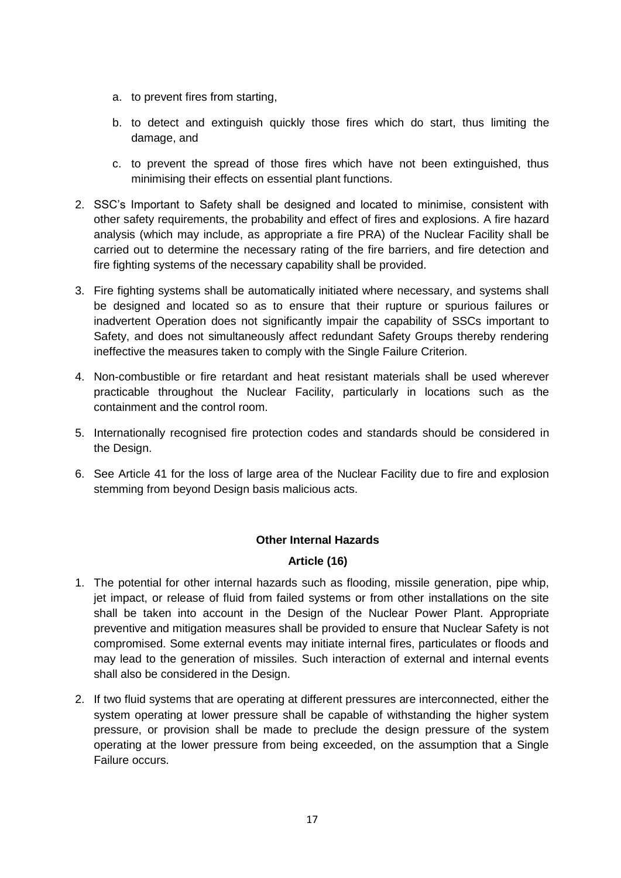a. to prevent fires from starting,

   b. to detect and extinguish quickly those fires which do start, thus limiting the damage, and

   c. to prevent the spread of those fires which have not been extinguished, thus minimising their effects on essential plant functions.

2. SSC's Important to Safety shall be designed and located to minimise, consistent with other safety requirements, the probability and effect of fires and explosions. A fire hazard analysis (which may include, as appropriate a fire PRA) of the Nuclear Facility shall be carried out to determine the necessary rating of the fire barriers, and fire detection and fire fighting systems of the necessary capability shall be provided.

3. Fire fighting systems shall be automatically initiated where necessary, and systems shall be designed and located so as to ensure that their rupture or spurious failures or inadvertent Operation does not significantly impair the capability of SSCs important to Safety, and does not simultaneously affect redundant Safety Groups thereby rendering ineffective the measures taken to comply with the Single Failure Criterion.

4. Non-combustible or fire retardant and heat resistant materials shall be used wherever practicable throughout the Nuclear Facility, particularly in locations such as the containment and the control room.

5. Internationally recognised fire protection codes and standards should be considered in the Design.

6. See Article 41 for the loss of large area of the Nuclear Facility due to fire and explosion stemming from beyond Design basis malicious acts.

**Other Internal Hazards**

**Article (16)**

1. The potential for other internal hazards such as flooding, missile generation, pipe whip, jet impact, or release of fluid from failed systems or from other installations on the site shall be taken into account in the Design of the Nuclear Power Plant. Appropriate preventive and mitigation measures shall be provided to ensure that Nuclear Safety is not compromised. Some external events may initiate internal fires, particulates or floods and may lead to the generation of missiles. Such interaction of external and internal events shall also be considered in the Design.

2. If two fluid systems that are operating at different pressures are interconnected, either the system operating at lower pressure shall be capable of withstanding the higher system pressure, or provision shall be made to preclude the design pressure of the system operating at the lower pressure from being exceeded, on the assumption that a Single Failure occurs.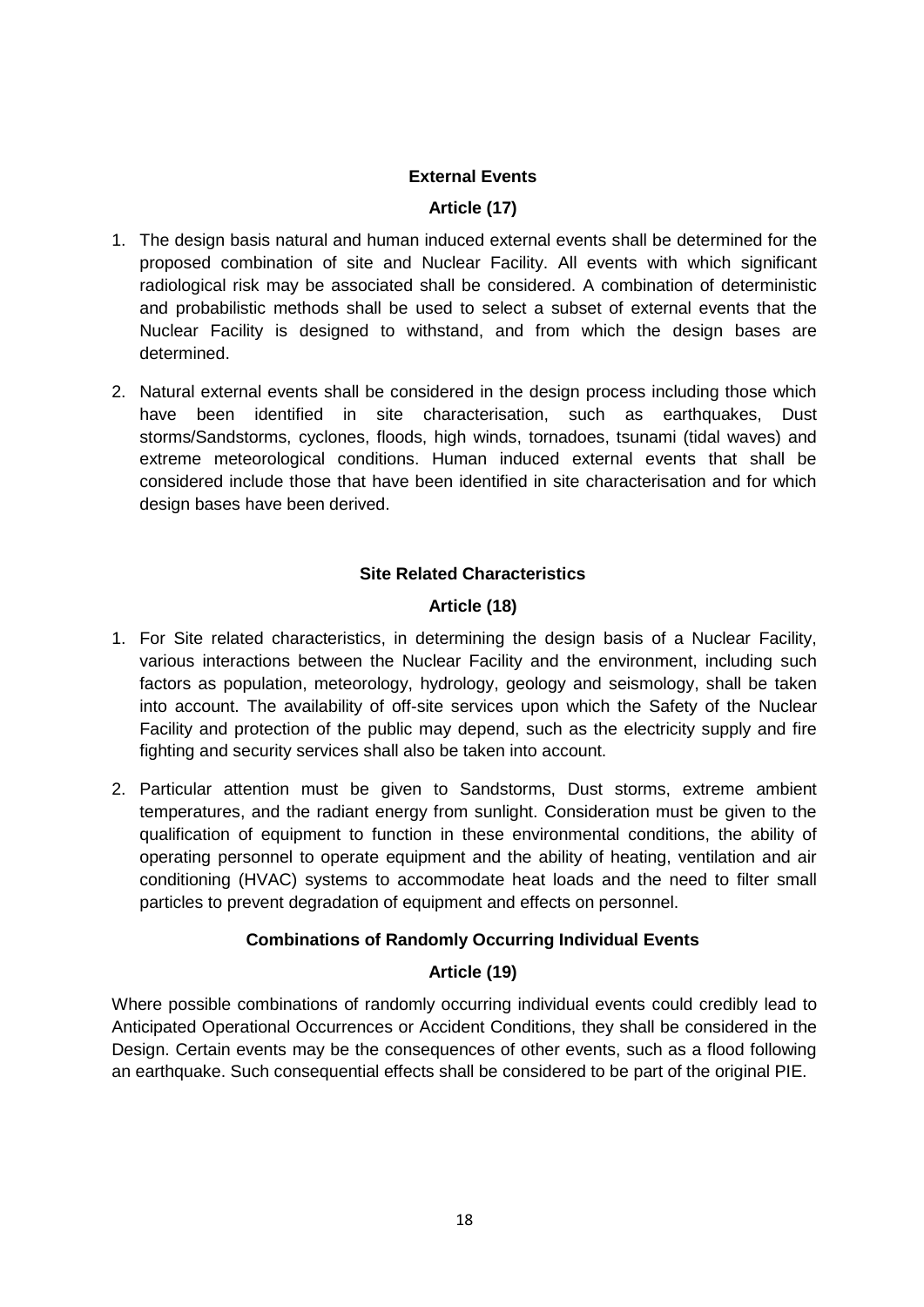### External Events

### Article (17)

1. The design basis natural and human induced external events shall be determined for the proposed combination of site and Nuclear Facility. All events with which significant radiological risk may be associated shall be considered. A combination of deterministic and probabilistic methods shall be used to select a subset of external events that the Nuclear Facility is designed to withstand, and from which the design bases are determined.

2. Natural external events shall be considered in the design process including those which have been identified in site characterisation, such as earthquakes, Dust storms/Sandstorms, cyclones, floods, high winds, tornadoes, tsunami (tidal waves) and extreme meteorological conditions. Human induced external events that shall be considered include those that have been identified in site characterisation and for which design bases have been derived.

### Site Related Characteristics

### Article (18)

1. For Site related characteristics, in determining the design basis of a Nuclear Facility, various interactions between the Nuclear Facility and the environment, including such factors as population, meteorology, hydrology, geology and seismology, shall be taken into account. The availability of off-site services upon which the Safety of the Nuclear Facility and protection of the public may depend, such as the electricity supply and fire fighting and security services shall also be taken into account.

2. Particular attention must be given to Sandstorms, Dust storms, extreme ambient temperatures, and the radiant energy from sunlight. Consideration must be given to the qualification of equipment to function in these environmental conditions, the ability of operating personnel to operate equipment and the ability of heating, ventilation and air conditioning (HVAC) systems to accommodate heat loads and the need to filter small particles to prevent degradation of equipment and effects on personnel.

### Combinations of Randomly Occurring Individual Events

### Article (19)

Where possible combinations of randomly occurring individual events could credibly lead to Anticipated Operational Occurrences or Accident Conditions, they shall be considered in the Design. Certain events may be the consequences of other events, such as a flood following an earthquake. Such consequential effects shall be considered to be part of the original PIE.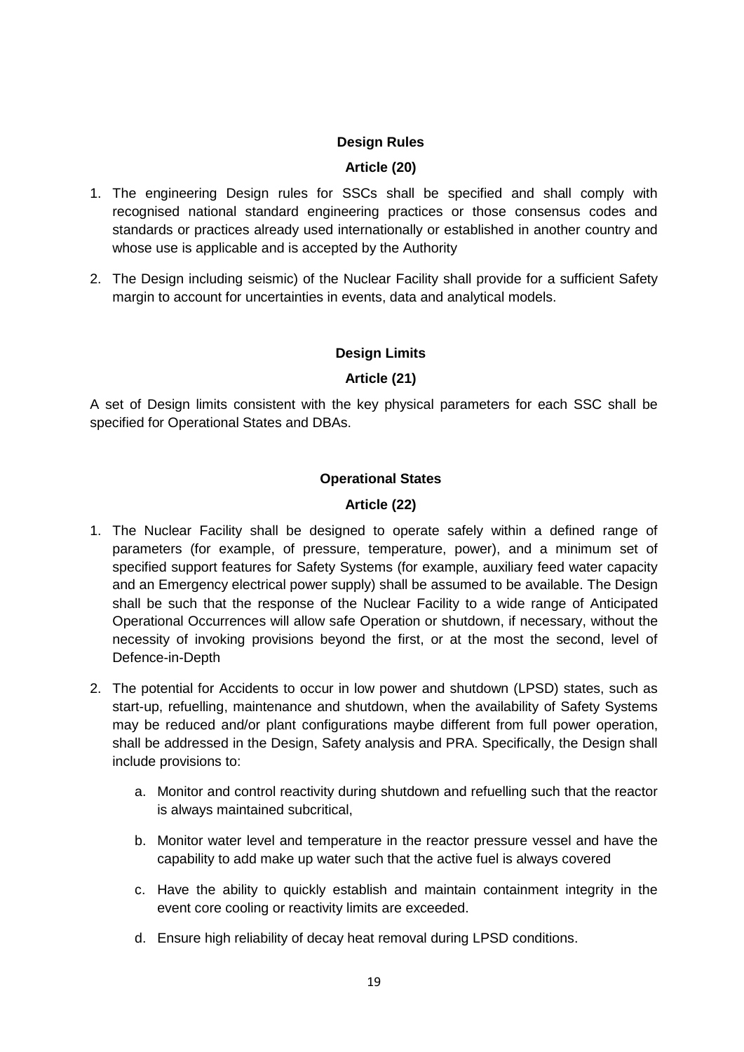**Design Rules**

**Article (20)**

1. The engineering Design rules for SSCs shall be specified and shall comply with recognised national standard engineering practices or those consensus codes and standards or practices already used internationally or established in another country and whose use is applicable and is accepted by the Authority
2. The Design including seismic) of the Nuclear Facility shall provide for a sufficient Safety margin to account for uncertainties in events, data and analytical models.

**Design Limits**

**Article (21)**

A set of Design limits consistent with the key physical parameters for each SSC shall be specified for Operational States and DBAs.

**Operational States**

**Article (22)**

1. The Nuclear Facility shall be designed to operate safely within a defined range of parameters (for example, of pressure, temperature, power), and a minimum set of specified support features for Safety Systems (for example, auxiliary feed water capacity and an Emergency electrical power supply) shall be assumed to be available. The Design shall be such that the response of the Nuclear Facility to a wide range of Anticipated Operational Occurrences will allow safe Operation or shutdown, if necessary, without the necessity of invoking provisions beyond the first, or at the most the second, level of Defence-in-Depth
2. The potential for Accidents to occur in low power and shutdown (LPSD) states, such as start-up, refuelling, maintenance and shutdown, when the availability of Safety Systems may be reduced and/or plant configurations maybe different from full power operation, shall be addressed in the Design, Safety analysis and PRA. Specifically, the Design shall include provisions to:
   a. Monitor and control reactivity during shutdown and refuelling such that the reactor is always maintained subcritical,
   b. Monitor water level and temperature in the reactor pressure vessel and have the capability to add make up water such that the active fuel is always covered
   c. Have the ability to quickly establish and maintain containment integrity in the event core cooling or reactivity limits are exceeded.
   d. Ensure high reliability of decay heat removal during LPSD conditions.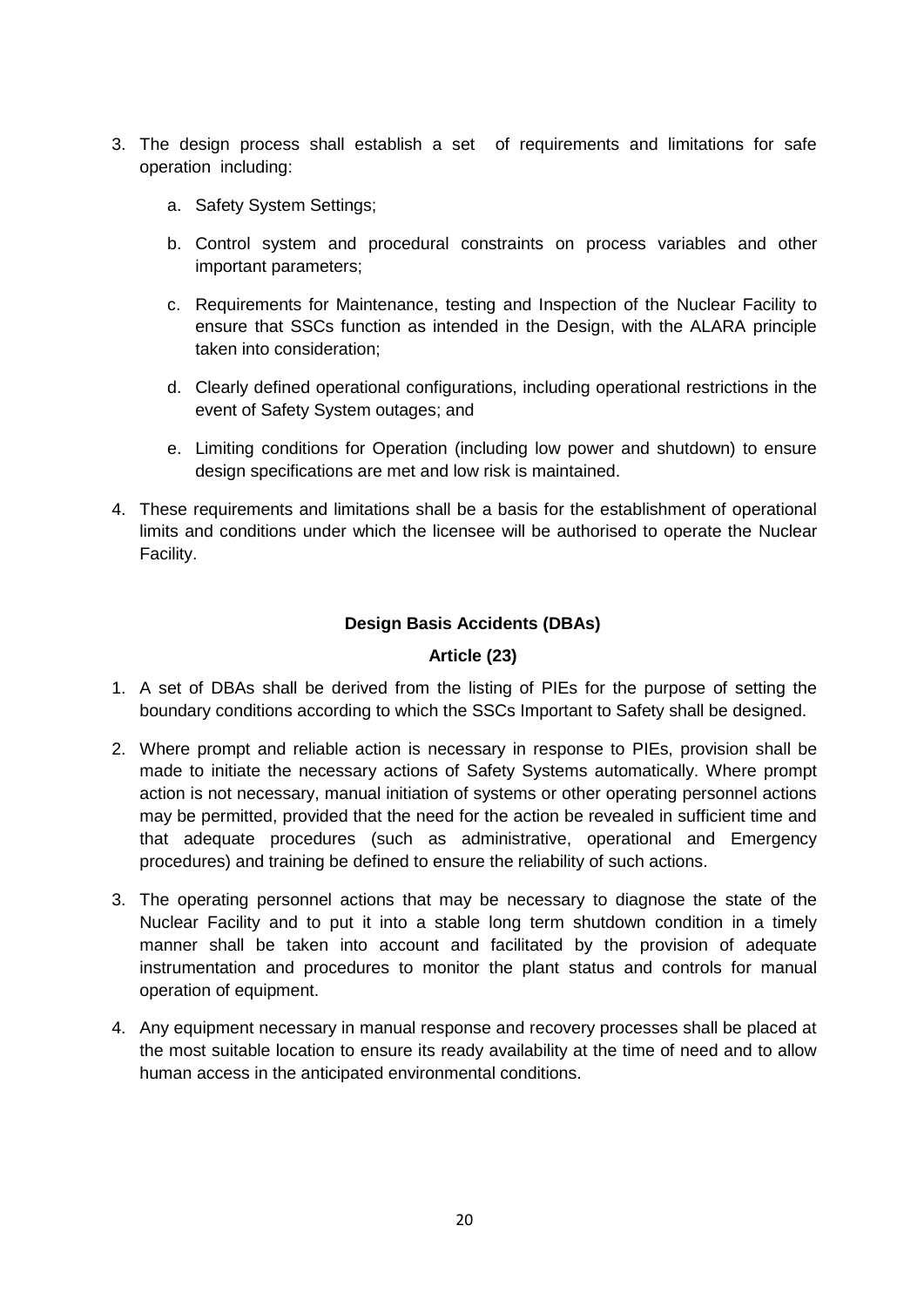3. The design process shall establish a set of requirements and limitations for safe operation including:

   a. Safety System Settings;

   b. Control system and procedural constraints on process variables and other important parameters;

   c. Requirements for Maintenance, testing and Inspection of the Nuclear Facility to ensure that SSCs function as intended in the Design, with the ALARA principle taken into consideration;

   d. Clearly defined operational configurations, including operational restrictions in the event of Safety System outages; and

   e. Limiting conditions for Operation (including low power and shutdown) to ensure design specifications are met and low risk is maintained.

4. These requirements and limitations shall be a basis for the establishment of operational limits and conditions under which the licensee will be authorised to operate the Nuclear Facility.

**Design Basis Accidents (DBAs)**

**Article (23)**

1. A set of DBAs shall be derived from the listing of PIEs for the purpose of setting the boundary conditions according to which the SSCs Important to Safety shall be designed.

2. Where prompt and reliable action is necessary in response to PIEs, provision shall be made to initiate the necessary actions of Safety Systems automatically. Where prompt action is not necessary, manual initiation of systems or other operating personnel actions may be permitted, provided that the need for the action be revealed in sufficient time and that adequate procedures (such as administrative, operational and Emergency procedures) and training be defined to ensure the reliability of such actions.

3. The operating personnel actions that may be necessary to diagnose the state of the Nuclear Facility and to put it into a stable long term shutdown condition in a timely manner shall be taken into account and facilitated by the provision of adequate instrumentation and procedures to monitor the plant status and controls for manual operation of equipment.

4. Any equipment necessary in manual response and recovery processes shall be placed at the most suitable location to ensure its ready availability at the time of need and to allow human access in the anticipated environmental conditions.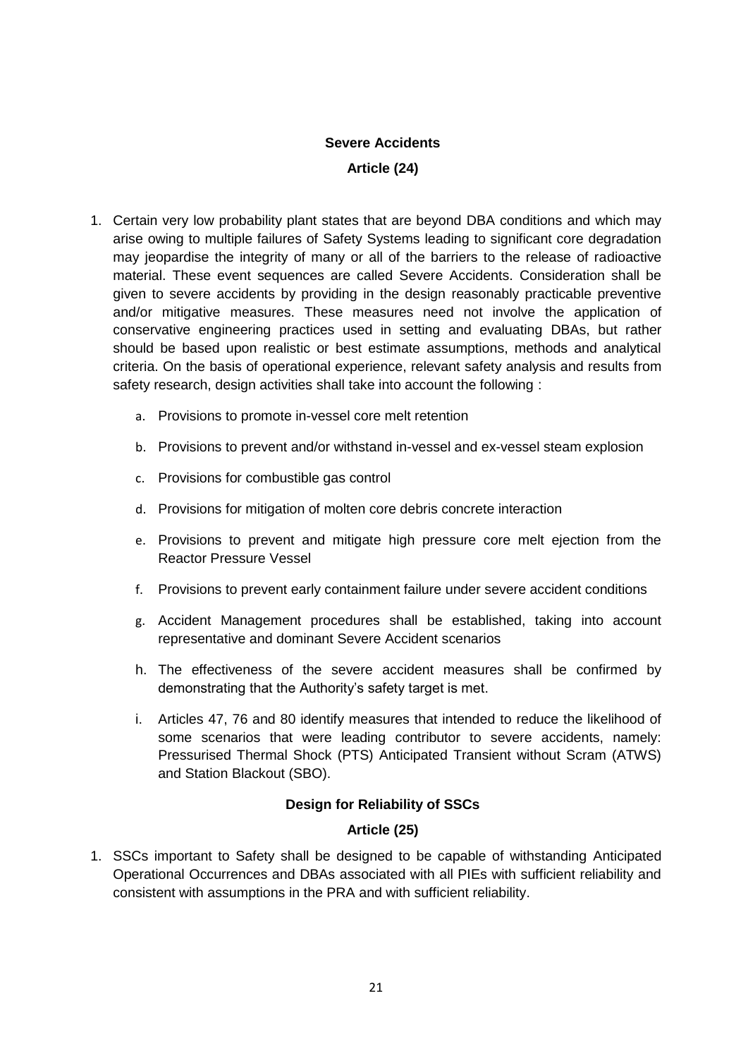## Severe Accidents

### Article (24)

1. Certain very low probability plant states that are beyond DBA conditions and which may arise owing to multiple failures of Safety Systems leading to significant core degradation may jeopardise the integrity of many or all of the barriers to the release of radioactive material. These event sequences are called Severe Accidents. Consideration shall be given to severe accidents by providing in the design reasonably practicable preventive and/or mitigative measures. These measures need not involve the application of conservative engineering practices used in setting and evaluating DBAs, but rather should be based upon realistic or best estimate assumptions, methods and analytical criteria. On the basis of operational experience, relevant safety analysis and results from safety research, design activities shall take into account the following :

    a. Provisions to promote in-vessel core melt retention

    b. Provisions to prevent and/or withstand in-vessel and ex-vessel steam explosion

    c. Provisions for combustible gas control

    d. Provisions for mitigation of molten core debris concrete interaction

    e. Provisions to prevent and mitigate high pressure core melt ejection from the Reactor Pressure Vessel

    f. Provisions to prevent early containment failure under severe accident conditions

    g. Accident Management procedures shall be established, taking into account representative and dominant Severe Accident scenarios

    h. The effectiveness of the severe accident measures shall be confirmed by demonstrating that the Authority's safety target is met.

    i. Articles 47, 76 and 80 identify measures that intended to reduce the likelihood of some scenarios that were leading contributor to severe accidents, namely: Pressurised Thermal Shock (PTS) Anticipated Transient without Scram (ATWS) and Station Blackout (SBO).

## Design for Reliability of SSCs

### Article (25)

1. SSCs important to Safety shall be designed to be capable of withstanding Anticipated Operational Occurrences and DBAs associated with all PIEs with sufficient reliability and consistent with assumptions in the PRA and with sufficient reliability.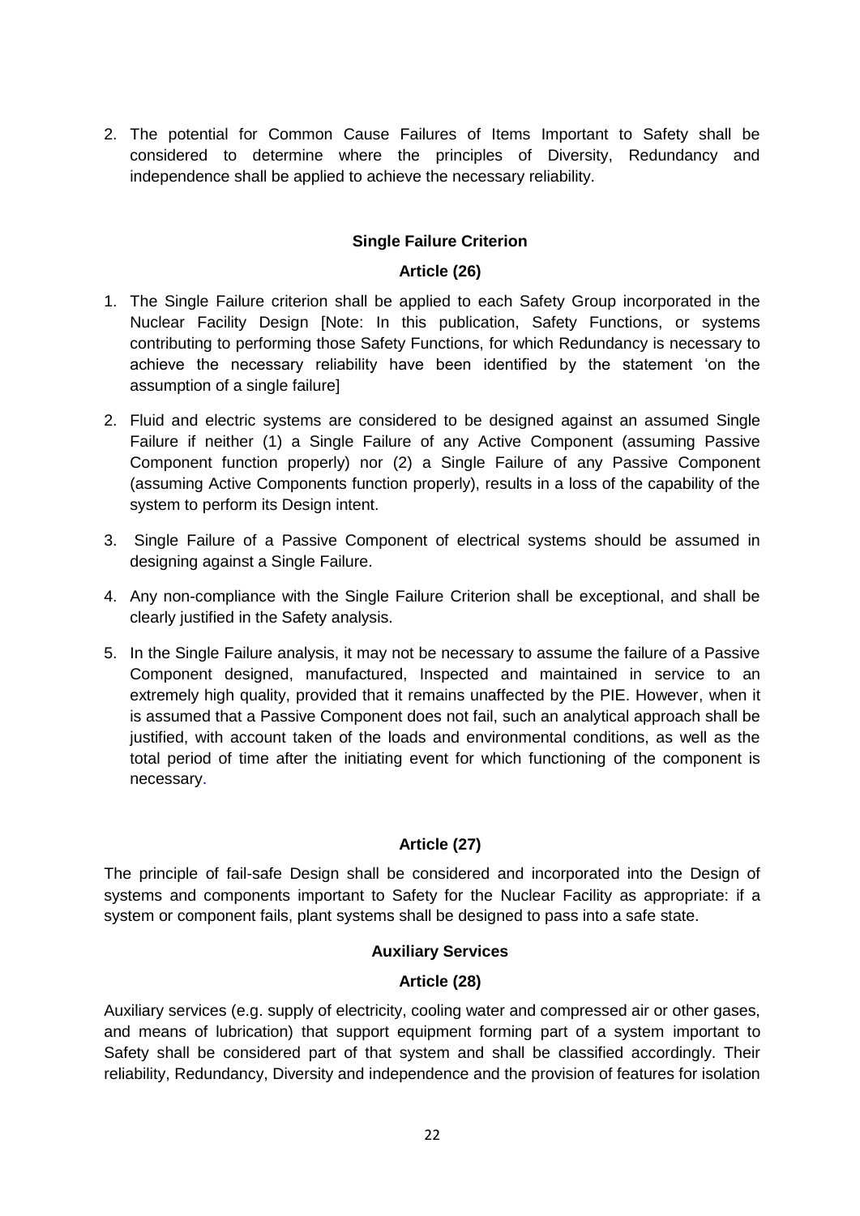2. The potential for Common Cause Failures of Items Important to Safety shall be considered to determine where the principles of Diversity, Redundancy and independence shall be applied to achieve the necessary reliability.

### Single Failure Criterion

### Article (26)

1. The Single Failure criterion shall be applied to each Safety Group incorporated in the Nuclear Facility Design [Note: In this publication, Safety Functions, or systems contributing to performing those Safety Functions, for which Redundancy is necessary to achieve the necessary reliability have been identified by the statement 'on the assumption of a single failure]
2. Fluid and electric systems are considered to be designed against an assumed Single Failure if neither (1) a Single Failure of any Active Component (assuming Passive Component function properly) nor (2) a Single Failure of any Passive Component (assuming Active Components function properly), results in a loss of the capability of the system to perform its Design intent.
3. Single Failure of a Passive Component of electrical systems should be assumed in designing against a Single Failure.
4. Any non-compliance with the Single Failure Criterion shall be exceptional, and shall be clearly justified in the Safety analysis.
5. In the Single Failure analysis, it may not be necessary to assume the failure of a Passive Component designed, manufactured, Inspected and maintained in service to an extremely high quality, provided that it remains unaffected by the PIE. However, when it is assumed that a Passive Component does not fail, such an analytical approach shall be justified, with account taken of the loads and environmental conditions, as well as the total period of time after the initiating event for which functioning of the component is necessary.

### Article (27)

The principle of fail-safe Design shall be considered and incorporated into the Design of systems and components important to Safety for the Nuclear Facility as appropriate: if a system or component fails, plant systems shall be designed to pass into a safe state.

### Auxiliary Services

### Article (28)

Auxiliary services (e.g. supply of electricity, cooling water and compressed air or other gases, and means of lubrication) that support equipment forming part of a system important to Safety shall be considered part of that system and shall be classified accordingly. Their reliability, Redundancy, Diversity and independence and the provision of features for isolation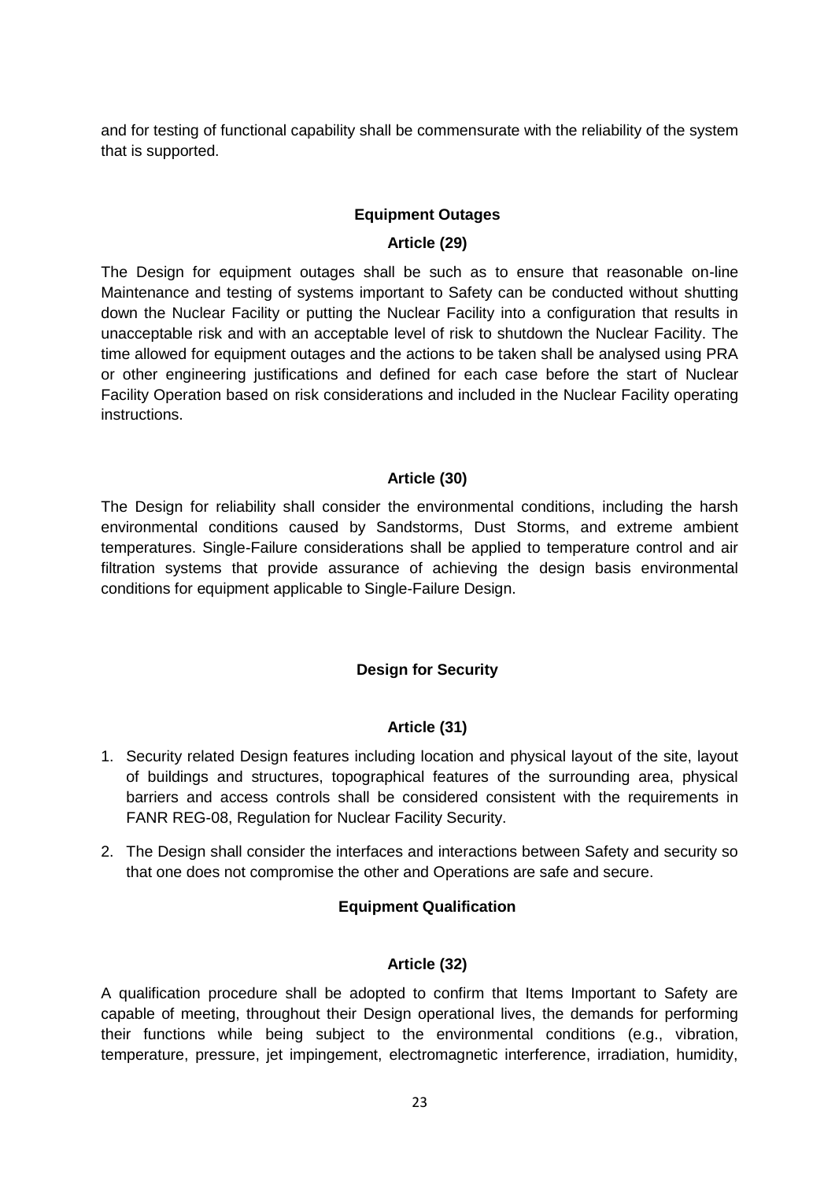and for testing of functional capability shall be commensurate with the reliability of the system that is supported.

### Equipment Outages

### Article (29)

The Design for equipment outages shall be such as to ensure that reasonable on-line Maintenance and testing of systems important to Safety can be conducted without shutting down the Nuclear Facility or putting the Nuclear Facility into a configuration that results in unacceptable risk and with an acceptable level of risk to shutdown the Nuclear Facility. The time allowed for equipment outages and the actions to be taken shall be analysed using PRA or other engineering justifications and defined for each case before the start of Nuclear Facility Operation based on risk considerations and included in the Nuclear Facility operating instructions.

### Article (30)

The Design for reliability shall consider the environmental conditions, including the harsh environmental conditions caused by Sandstorms, Dust Storms, and extreme ambient temperatures. Single-Failure considerations shall be applied to temperature control and air filtration systems that provide assurance of achieving the design basis environmental conditions for equipment applicable to Single-Failure Design.

## Design for Security

### Article (31)

1. Security related Design features including location and physical layout of the site, layout of buildings and structures, topographical features of the surrounding area, physical barriers and access controls shall be considered consistent with the requirements in FANR REG-08, Regulation for Nuclear Facility Security.
2. The Design shall consider the interfaces and interactions between Safety and security so that one does not compromise the other and Operations are safe and secure.

## Equipment Qualification

### Article (32)

A qualification procedure shall be adopted to confirm that Items Important to Safety are capable of meeting, throughout their Design operational lives, the demands for performing their functions while being subject to the environmental conditions (e.g., vibration, temperature, pressure, jet impingement, electromagnetic interference, irradiation, humidity,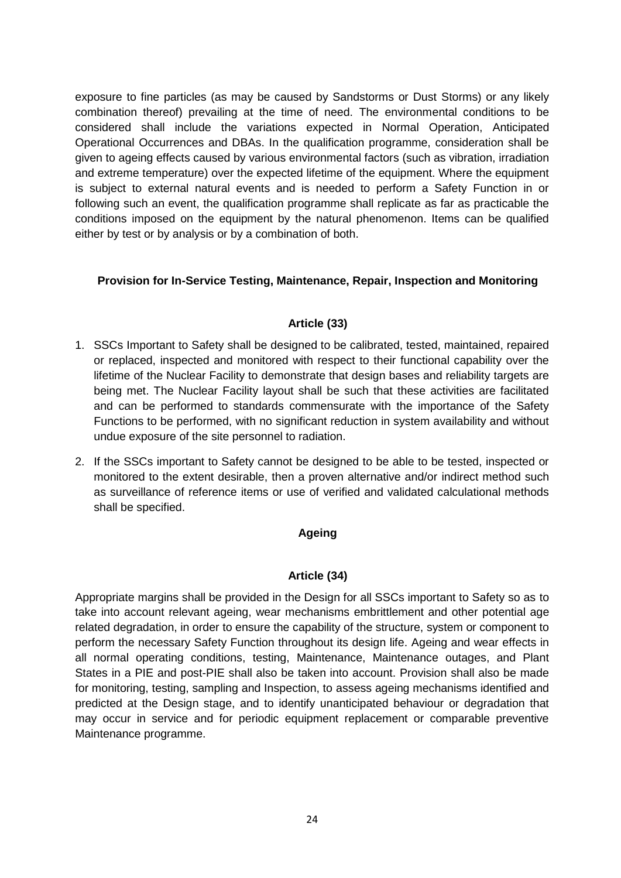exposure to fine particles (as may be caused by Sandstorms or Dust Storms) or any likely combination thereof) prevailing at the time of need. The environmental conditions to be considered shall include the variations expected in Normal Operation, Anticipated Operational Occurrences and DBAs. In the qualification programme, consideration shall be given to ageing effects caused by various environmental factors (such as vibration, irradiation and extreme temperature) over the expected lifetime of the equipment. Where the equipment is subject to external natural events and is needed to perform a Safety Function in or following such an event, the qualification programme shall replicate as far as practicable the conditions imposed on the equipment by the natural phenomenon. Items can be qualified either by test or by analysis or by a combination of both.

**Provision for In-Service Testing, Maintenance, Repair, Inspection and Monitoring**

**Article (33)**

1. SSCs Important to Safety shall be designed to be calibrated, tested, maintained, repaired or replaced, inspected and monitored with respect to their functional capability over the lifetime of the Nuclear Facility to demonstrate that design bases and reliability targets are being met. The Nuclear Facility layout shall be such that these activities are facilitated and can be performed to standards commensurate with the importance of the Safety Functions to be performed, with no significant reduction in system availability and without undue exposure of the site personnel to radiation.
2. If the SSCs important to Safety cannot be designed to be able to be tested, inspected or monitored to the extent desirable, then a proven alternative and/or indirect method such as surveillance of reference items or use of verified and validated calculational methods shall be specified.

**Ageing**

**Article (34)**

Appropriate margins shall be provided in the Design for all SSCs important to Safety so as to take into account relevant ageing, wear mechanisms embrittlement and other potential age related degradation, in order to ensure the capability of the structure, system or component to perform the necessary Safety Function throughout its design life. Ageing and wear effects in all normal operating conditions, testing, Maintenance, Maintenance outages, and Plant States in a PIE and post-PIE shall also be taken into account. Provision shall also be made for monitoring, testing, sampling and Inspection, to assess ageing mechanisms identified and predicted at the Design stage, and to identify unanticipated behaviour or degradation that may occur in service and for periodic equipment replacement or comparable preventive Maintenance programme.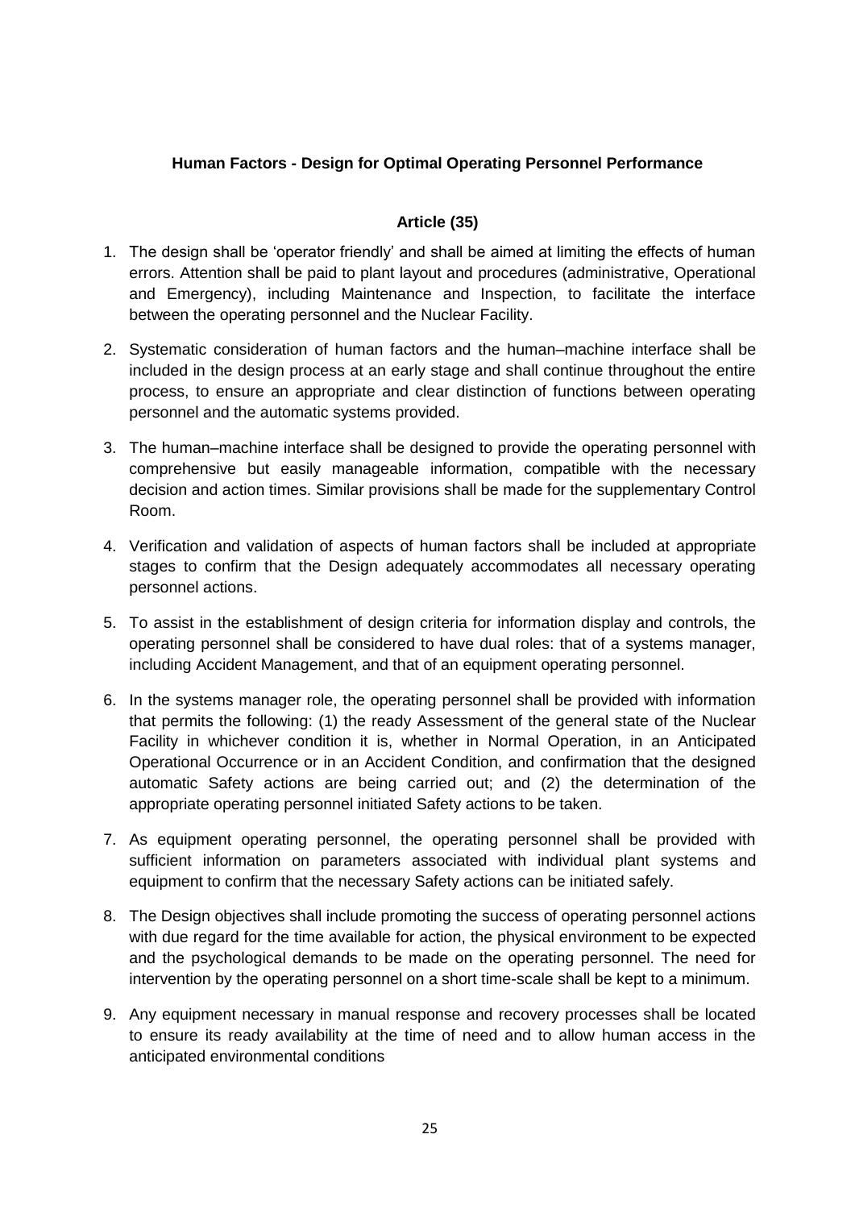**Human Factors - Design for Optimal Operating Personnel Performance**

**Article (35)**

1. The design shall be 'operator friendly' and shall be aimed at limiting the effects of human errors. Attention shall be paid to plant layout and procedures (administrative, Operational and Emergency), including Maintenance and Inspection, to facilitate the interface between the operating personnel and the Nuclear Facility.
2. Systematic consideration of human factors and the human–machine interface shall be included in the design process at an early stage and shall continue throughout the entire process, to ensure an appropriate and clear distinction of functions between operating personnel and the automatic systems provided.
3. The human–machine interface shall be designed to provide the operating personnel with comprehensive but easily manageable information, compatible with the necessary decision and action times. Similar provisions shall be made for the supplementary Control Room.
4. Verification and validation of aspects of human factors shall be included at appropriate stages to confirm that the Design adequately accommodates all necessary operating personnel actions.
5. To assist in the establishment of design criteria for information display and controls, the operating personnel shall be considered to have dual roles: that of a systems manager, including Accident Management, and that of an equipment operating personnel.
6. In the systems manager role, the operating personnel shall be provided with information that permits the following: (1) the ready Assessment of the general state of the Nuclear Facility in whichever condition it is, whether in Normal Operation, in an Anticipated Operational Occurrence or in an Accident Condition, and confirmation that the designed automatic Safety actions are being carried out; and (2) the determination of the appropriate operating personnel initiated Safety actions to be taken.
7. As equipment operating personnel, the operating personnel shall be provided with sufficient information on parameters associated with individual plant systems and equipment to confirm that the necessary Safety actions can be initiated safely.
8. The Design objectives shall include promoting the success of operating personnel actions with due regard for the time available for action, the physical environment to be expected and the psychological demands to be made on the operating personnel. The need for intervention by the operating personnel on a short time-scale shall be kept to a minimum.
9. Any equipment necessary in manual response and recovery processes shall be located to ensure its ready availability at the time of need and to allow human access in the anticipated environmental conditions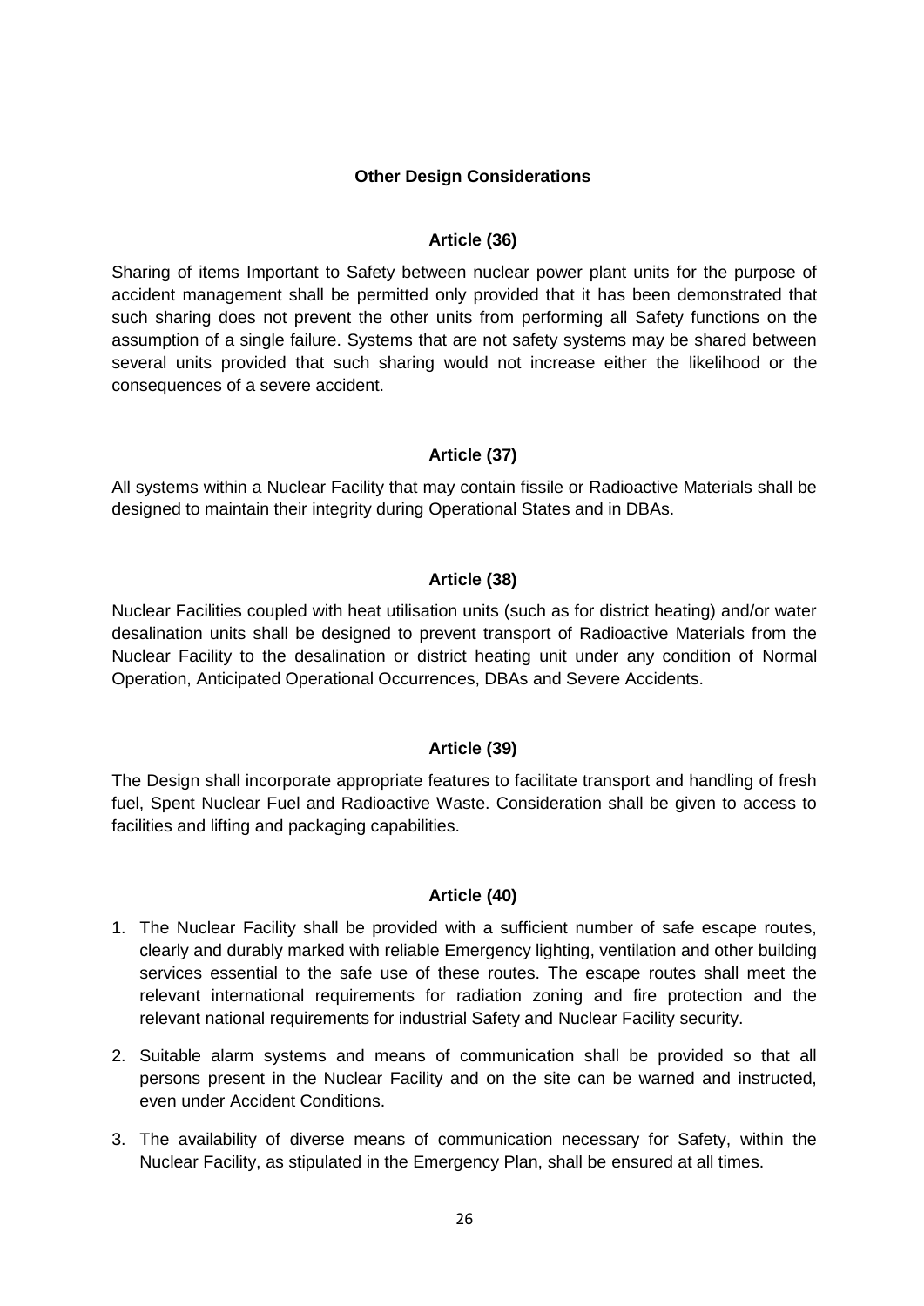## Other Design Considerations

### Article (36)

Sharing of items Important to Safety between nuclear power plant units for the purpose of accident management shall be permitted only provided that it has been demonstrated that such sharing does not prevent the other units from performing all Safety functions on the assumption of a single failure. Systems that are not safety systems may be shared between several units provided that such sharing would not increase either the likelihood or the consequences of a severe accident.

### Article (37)

All systems within a Nuclear Facility that may contain fissile or Radioactive Materials shall be designed to maintain their integrity during Operational States and in DBAs.

### Article (38)

Nuclear Facilities coupled with heat utilisation units (such as for district heating) and/or water desalination units shall be designed to prevent transport of Radioactive Materials from the Nuclear Facility to the desalination or district heating unit under any condition of Normal Operation, Anticipated Operational Occurrences, DBAs and Severe Accidents.

### Article (39)

The Design shall incorporate appropriate features to facilitate transport and handling of fresh fuel, Spent Nuclear Fuel and Radioactive Waste. Consideration shall be given to access to facilities and lifting and packaging capabilities.

### Article (40)

1. The Nuclear Facility shall be provided with a sufficient number of safe escape routes, clearly and durably marked with reliable Emergency lighting, ventilation and other building services essential to the safe use of these routes. The escape routes shall meet the relevant international requirements for radiation zoning and fire protection and the relevant national requirements for industrial Safety and Nuclear Facility security.
2. Suitable alarm systems and means of communication shall be provided so that all persons present in the Nuclear Facility and on the site can be warned and instructed, even under Accident Conditions.
3. The availability of diverse means of communication necessary for Safety, within the Nuclear Facility, as stipulated in the Emergency Plan, shall be ensured at all times.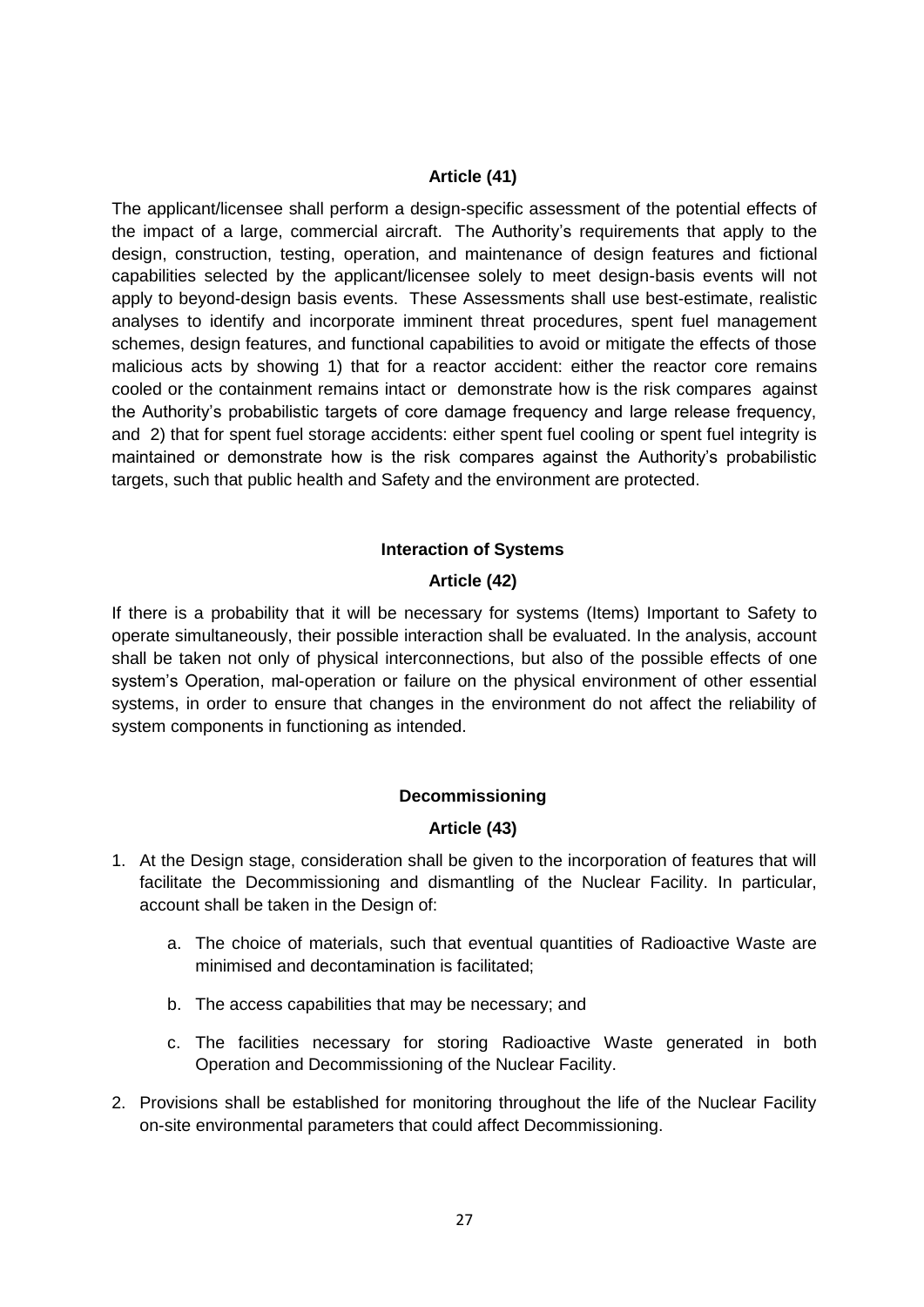**Article (41)**

The applicant/licensee shall perform a design-specific assessment of the potential effects of the impact of a large, commercial aircraft. The Authority's requirements that apply to the design, construction, testing, operation, and maintenance of design features and fictional capabilities selected by the applicant/licensee solely to meet design-basis events will not apply to beyond-design basis events. These Assessments shall use best-estimate, realistic analyses to identify and incorporate imminent threat procedures, spent fuel management schemes, design features, and functional capabilities to avoid or mitigate the effects of those malicious acts by showing 1) that for a reactor accident: either the reactor core remains cooled or the containment remains intact or demonstrate how is the risk compares against the Authority's probabilistic targets of core damage frequency and large release frequency, and 2) that for spent fuel storage accidents: either spent fuel cooling or spent fuel integrity is maintained or demonstrate how is the risk compares against the Authority's probabilistic targets, such that public health and Safety and the environment are protected.

**Interaction of Systems**

**Article (42)**

If there is a probability that it will be necessary for systems (Items) Important to Safety to operate simultaneously, their possible interaction shall be evaluated. In the analysis, account shall be taken not only of physical interconnections, but also of the possible effects of one system's Operation, mal-operation or failure on the physical environment of other essential systems, in order to ensure that changes in the environment do not affect the reliability of system components in functioning as intended.

**Decommissioning**

**Article (43)**

1. At the Design stage, consideration shall be given to the incorporation of features that will facilitate the Decommissioning and dismantling of the Nuclear Facility. In particular, account shall be taken in the Design of:

    a. The choice of materials, such that eventual quantities of Radioactive Waste are minimised and decontamination is facilitated;

    b. The access capabilities that may be necessary; and

    c. The facilities necessary for storing Radioactive Waste generated in both Operation and Decommissioning of the Nuclear Facility.

2. Provisions shall be established for monitoring throughout the life of the Nuclear Facility on-site environmental parameters that could affect Decommissioning.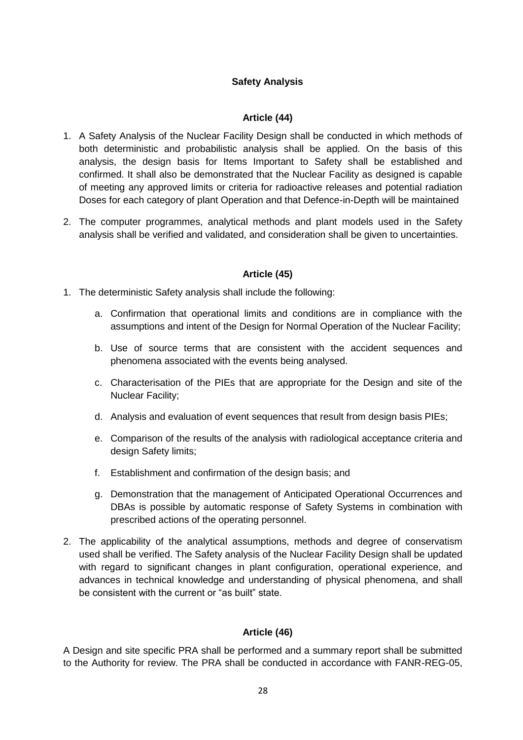## Safety Analysis

### Article (44)

1. A Safety Analysis of the Nuclear Facility Design shall be conducted in which methods of both deterministic and probabilistic analysis shall be applied. On the basis of this analysis, the design basis for Items Important to Safety shall be established and confirmed. It shall also be demonstrated that the Nuclear Facility as designed is capable of meeting any approved limits or criteria for radioactive releases and potential radiation Doses for each category of plant Operation and that Defence-in-Depth will be maintained

2. The computer programmes, analytical methods and plant models used in the Safety analysis shall be verified and validated, and consideration shall be given to uncertainties.

### Article (45)

1. The deterministic Safety analysis shall include the following:

   a. Confirmation that operational limits and conditions are in compliance with the assumptions and intent of the Design for Normal Operation of the Nuclear Facility;

   b. Use of source terms that are consistent with the accident sequences and phenomena associated with the events being analysed.

   c. Characterisation of the PIEs that are appropriate for the Design and site of the Nuclear Facility;

   d. Analysis and evaluation of event sequences that result from design basis PIEs;

   e. Comparison of the results of the analysis with radiological acceptance criteria and design Safety limits;

   f. Establishment and confirmation of the design basis; and

   g. Demonstration that the management of Anticipated Operational Occurrences and DBAs is possible by automatic response of Safety Systems in combination with prescribed actions of the operating personnel.

2. The applicability of the analytical assumptions, methods and degree of conservatism used shall be verified. The Safety analysis of the Nuclear Facility Design shall be updated with regard to significant changes in plant configuration, operational experience, and advances in technical knowledge and understanding of physical phenomena, and shall be consistent with the current or "as built" state.

### Article (46)

A Design and site specific PRA shall be performed and a summary report shall be submitted to the Authority for review. The PRA shall be conducted in accordance with FANR-REG-05,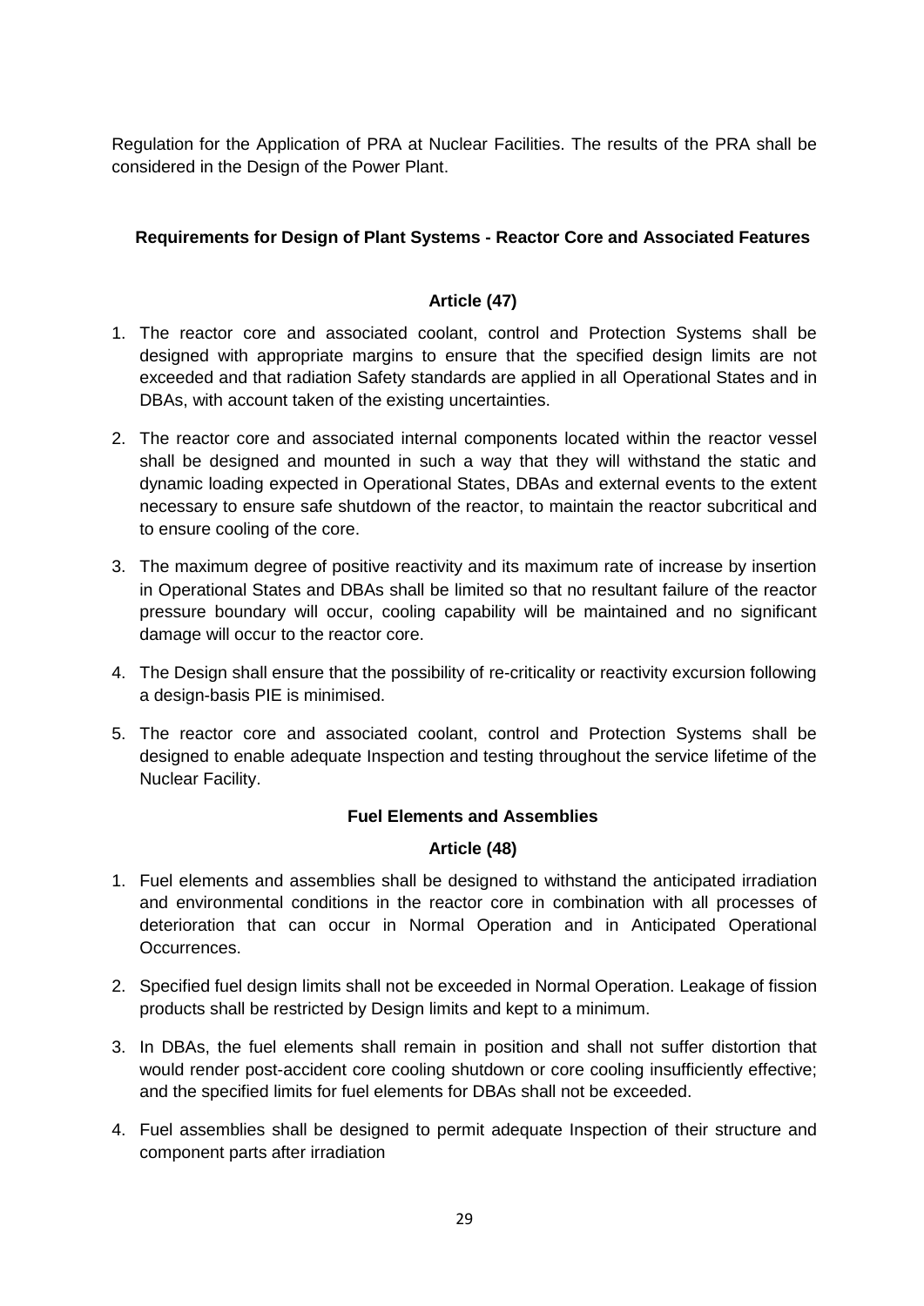Regulation for the Application of PRA at Nuclear Facilities. The results of the PRA shall be considered in the Design of the Power Plant.

### Requirements for Design of Plant Systems - Reactor Core and Associated Features

#### Article (47)

1. The reactor core and associated coolant, control and Protection Systems shall be designed with appropriate margins to ensure that the specified design limits are not exceeded and that radiation Safety standards are applied in all Operational States and in DBAs, with account taken of the existing uncertainties.
2. The reactor core and associated internal components located within the reactor vessel shall be designed and mounted in such a way that they will withstand the static and dynamic loading expected in Operational States, DBAs and external events to the extent necessary to ensure safe shutdown of the reactor, to maintain the reactor subcritical and to ensure cooling of the core.
3. The maximum degree of positive reactivity and its maximum rate of increase by insertion in Operational States and DBAs shall be limited so that no resultant failure of the reactor pressure boundary will occur, cooling capability will be maintained and no significant damage will occur to the reactor core.
4. The Design shall ensure that the possibility of re-criticality or reactivity excursion following a design-basis PIE is minimised.
5. The reactor core and associated coolant, control and Protection Systems shall be designed to enable adequate Inspection and testing throughout the service lifetime of the Nuclear Facility.

### Fuel Elements and Assemblies

#### Article (48)

1. Fuel elements and assemblies shall be designed to withstand the anticipated irradiation and environmental conditions in the reactor core in combination with all processes of deterioration that can occur in Normal Operation and in Anticipated Operational Occurrences.
2. Specified fuel design limits shall not be exceeded in Normal Operation. Leakage of fission products shall be restricted by Design limits and kept to a minimum.
3. In DBAs, the fuel elements shall remain in position and shall not suffer distortion that would render post-accident core cooling shutdown or core cooling insufficiently effective; and the specified limits for fuel elements for DBAs shall not be exceeded.
4. Fuel assemblies shall be designed to permit adequate Inspection of their structure and component parts after irradiation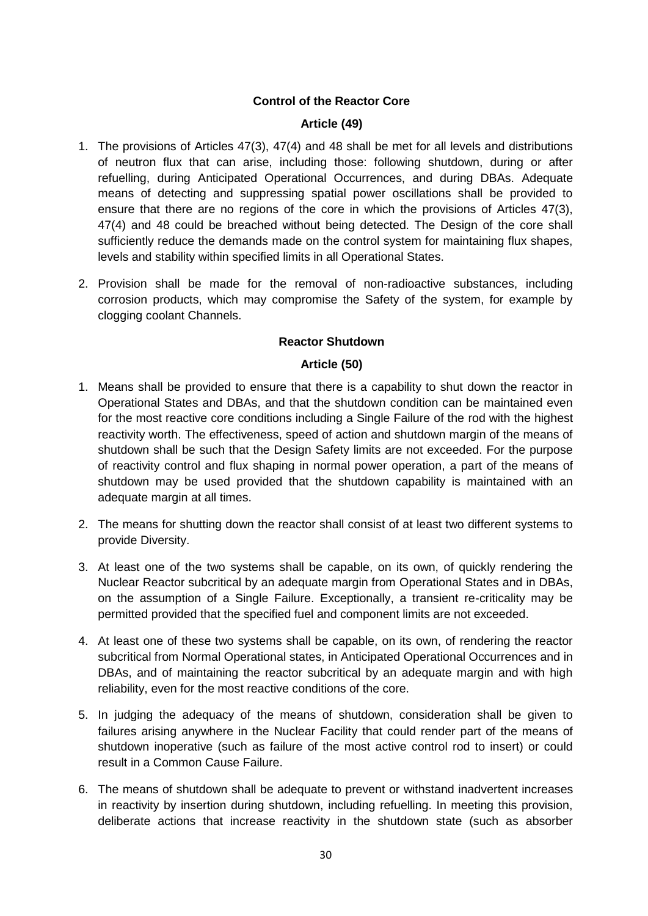**Control of the Reactor Core**

**Article (49)**

1. The provisions of Articles 47(3), 47(4) and 48 shall be met for all levels and distributions of neutron flux that can arise, including those: following shutdown, during or after refuelling, during Anticipated Operational Occurrences, and during DBAs. Adequate means of detecting and suppressing spatial power oscillations shall be provided to ensure that there are no regions of the core in which the provisions of Articles 47(3), 47(4) and 48 could be breached without being detected. The Design of the core shall sufficiently reduce the demands made on the control system for maintaining flux shapes, levels and stability within specified limits in all Operational States.

2. Provision shall be made for the removal of non-radioactive substances, including corrosion products, which may compromise the Safety of the system, for example by clogging coolant Channels.

**Reactor Shutdown**

**Article (50)**

1. Means shall be provided to ensure that there is a capability to shut down the reactor in Operational States and DBAs, and that the shutdown condition can be maintained even for the most reactive core conditions including a Single Failure of the rod with the highest reactivity worth. The effectiveness, speed of action and shutdown margin of the means of shutdown shall be such that the Design Safety limits are not exceeded. For the purpose of reactivity control and flux shaping in normal power operation, a part of the means of shutdown may be used provided that the shutdown capability is maintained with an adequate margin at all times.

2. The means for shutting down the reactor shall consist of at least two different systems to provide Diversity.

3. At least one of the two systems shall be capable, on its own, of quickly rendering the Nuclear Reactor subcritical by an adequate margin from Operational States and in DBAs, on the assumption of a Single Failure. Exceptionally, a transient re-criticality may be permitted provided that the specified fuel and component limits are not exceeded.

4. At least one of these two systems shall be capable, on its own, of rendering the reactor subcritical from Normal Operational states, in Anticipated Operational Occurrences and in DBAs, and of maintaining the reactor subcritical by an adequate margin and with high reliability, even for the most reactive conditions of the core.

5. In judging the adequacy of the means of shutdown, consideration shall be given to failures arising anywhere in the Nuclear Facility that could render part of the means of shutdown inoperative (such as failure of the most active control rod to insert) or could result in a Common Cause Failure.

6. The means of shutdown shall be adequate to prevent or withstand inadvertent increases in reactivity by insertion during shutdown, including refuelling. In meeting this provision, deliberate actions that increase reactivity in the shutdown state (such as absorber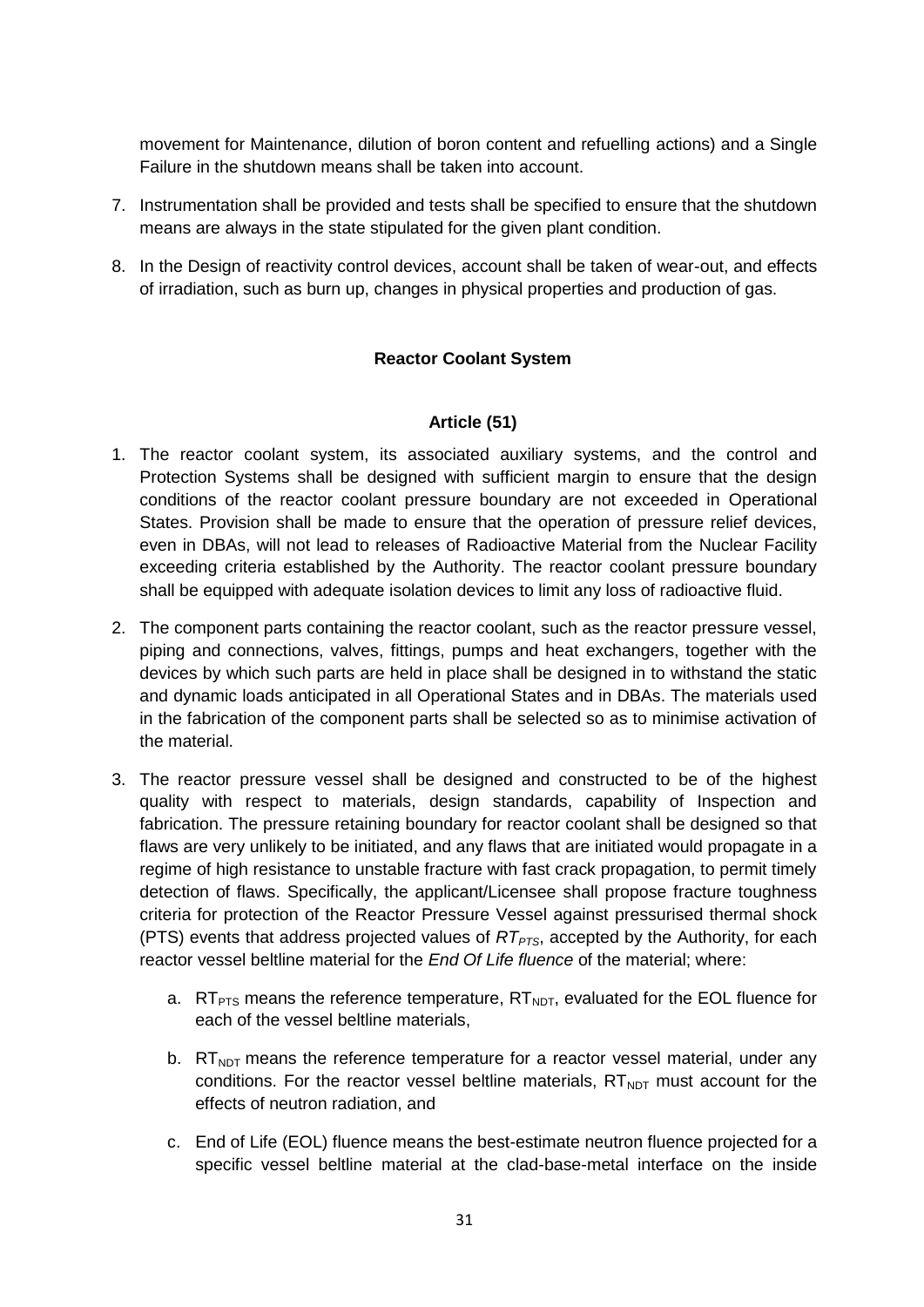movement for Maintenance, dilution of boron content and refuelling actions) and a Single Failure in the shutdown means shall be taken into account.

7. Instrumentation shall be provided and tests shall be specified to ensure that the shutdown means are always in the state stipulated for the given plant condition.

8. In the Design of reactivity control devices, account shall be taken of wear-out, and effects of irradiation, such as burn up, changes in physical properties and production of gas.

### Reactor Coolant System

### Article (51)

1. The reactor coolant system, its associated auxiliary systems, and the control and Protection Systems shall be designed with sufficient margin to ensure that the design conditions of the reactor coolant pressure boundary are not exceeded in Operational States. Provision shall be made to ensure that the operation of pressure relief devices, even in DBAs, will not lead to releases of Radioactive Material from the Nuclear Facility exceeding criteria established by the Authority. The reactor coolant pressure boundary shall be equipped with adequate isolation devices to limit any loss of radioactive fluid.

2. The component parts containing the reactor coolant, such as the reactor pressure vessel, piping and connections, valves, fittings, pumps and heat exchangers, together with the devices by which such parts are held in place shall be designed in to withstand the static and dynamic loads anticipated in all Operational States and in DBAs. The materials used in the fabrication of the component parts shall be selected so as to minimise activation of the material.

3. The reactor pressure vessel shall be designed and constructed to be of the highest quality with respect to materials, design standards, capability of Inspection and fabrication. The pressure retaining boundary for reactor coolant shall be designed so that flaws are very unlikely to be initiated, and any flaws that are initiated would propagate in a regime of high resistance to unstable fracture with fast crack propagation, to permit timely detection of flaws. Specifically, the applicant/Licensee shall propose fracture toughness criteria for protection of the Reactor Pressure Vessel against pressurised thermal shock (PTS) events that address projected values of $RT_{PTS}$, accepted by the Authority, for each reactor vessel beltline material for the *End Of Life fluence* of the material; where:

   a. $RT_{PTS}$ means the reference temperature, $RT_{NDT}$, evaluated for the EOL fluence for each of the vessel beltline materials,

   b. $RT_{NDT}$ means the reference temperature for a reactor vessel material, under any conditions. For the reactor vessel beltline materials, $RT_{NDT}$ must account for the effects of neutron radiation, and

   c. End of Life (EOL) fluence means the best-estimate neutron fluence projected for a specific vessel beltline material at the clad-base-metal interface on the inside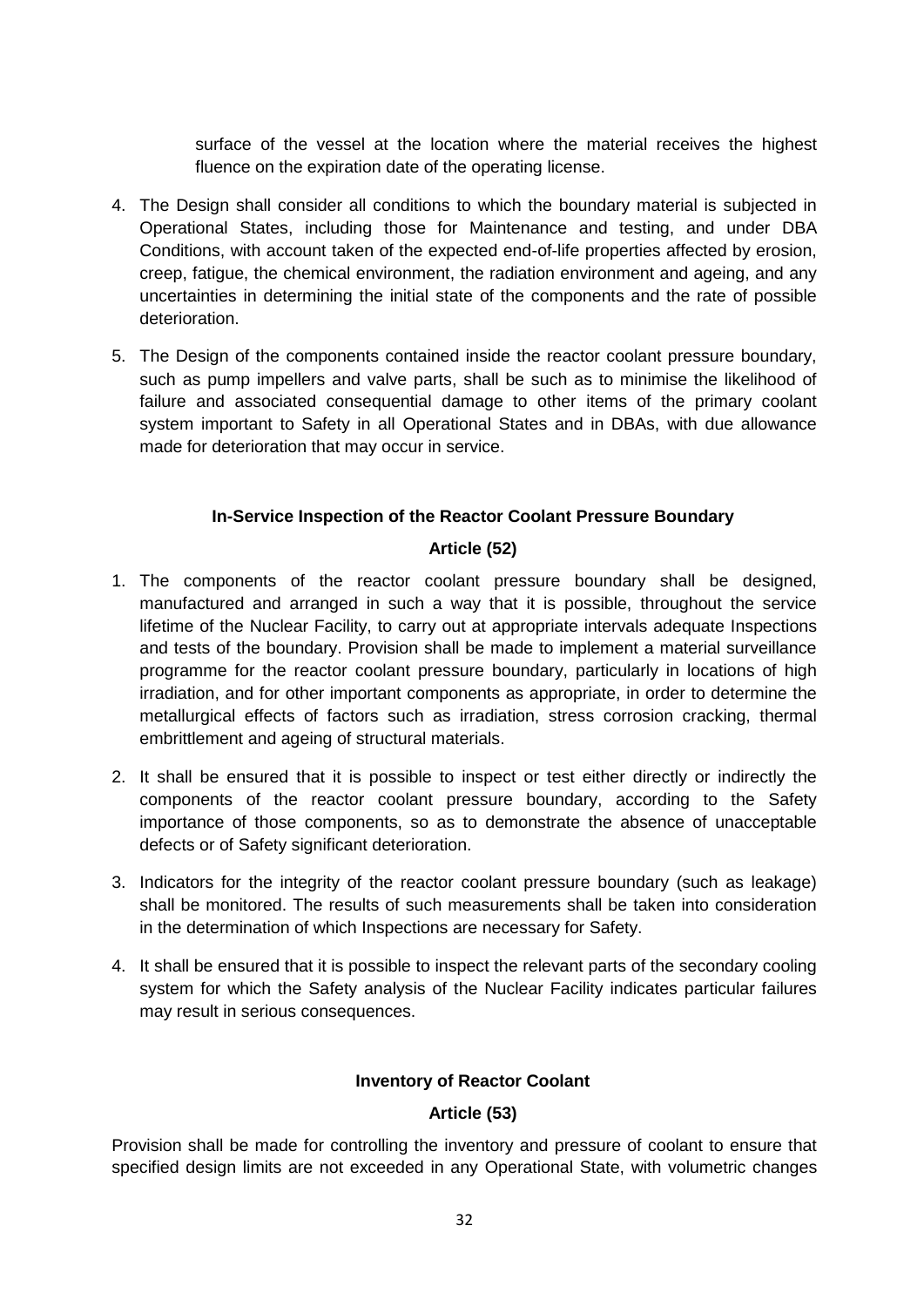surface of the vessel at the location where the material receives the highest fluence on the expiration date of the operating license.

4. The Design shall consider all conditions to which the boundary material is subjected in Operational States, including those for Maintenance and testing, and under DBA Conditions, with account taken of the expected end-of-life properties affected by erosion, creep, fatigue, the chemical environment, the radiation environment and ageing, and any uncertainties in determining the initial state of the components and the rate of possible deterioration.

5. The Design of the components contained inside the reactor coolant pressure boundary, such as pump impellers and valve parts, shall be such as to minimise the likelihood of failure and associated consequential damage to other items of the primary coolant system important to Safety in all Operational States and in DBAs, with due allowance made for deterioration that may occur in service.

**In-Service Inspection of the Reactor Coolant Pressure Boundary**

**Article (52)**

1. The components of the reactor coolant pressure boundary shall be designed, manufactured and arranged in such a way that it is possible, throughout the service lifetime of the Nuclear Facility, to carry out at appropriate intervals adequate Inspections and tests of the boundary. Provision shall be made to implement a material surveillance programme for the reactor coolant pressure boundary, particularly in locations of high irradiation, and for other important components as appropriate, in order to determine the metallurgical effects of factors such as irradiation, stress corrosion cracking, thermal embrittlement and ageing of structural materials.

2. It shall be ensured that it is possible to inspect or test either directly or indirectly the components of the reactor coolant pressure boundary, according to the Safety importance of those components, so as to demonstrate the absence of unacceptable defects or of Safety significant deterioration.

3. Indicators for the integrity of the reactor coolant pressure boundary (such as leakage) shall be monitored. The results of such measurements shall be taken into consideration in the determination of which Inspections are necessary for Safety.

4. It shall be ensured that it is possible to inspect the relevant parts of the secondary cooling system for which the Safety analysis of the Nuclear Facility indicates particular failures may result in serious consequences.

**Inventory of Reactor Coolant**

**Article (53)**

Provision shall be made for controlling the inventory and pressure of coolant to ensure that specified design limits are not exceeded in any Operational State, with volumetric changes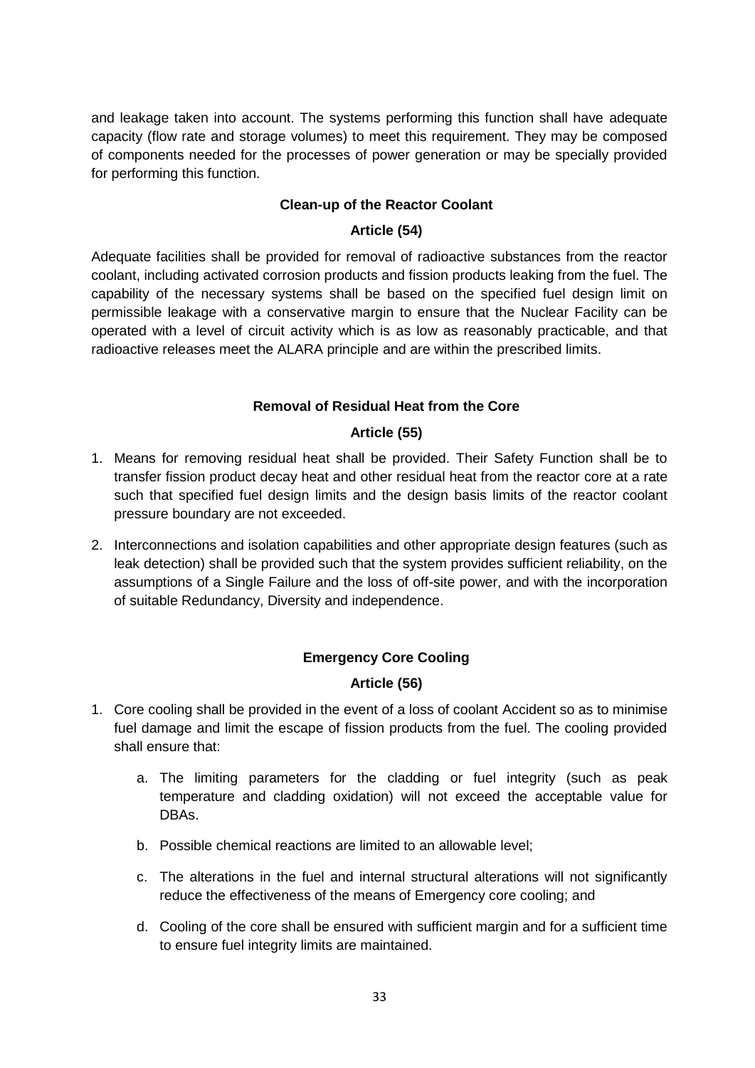and leakage taken into account. The systems performing this function shall have adequate capacity (flow rate and storage volumes) to meet this requirement. They may be composed of components needed for the processes of power generation or may be specially provided for performing this function.

### Clean-up of the Reactor Coolant

### Article (54)

Adequate facilities shall be provided for removal of radioactive substances from the reactor coolant, including activated corrosion products and fission products leaking from the fuel. The capability of the necessary systems shall be based on the specified fuel design limit on permissible leakage with a conservative margin to ensure that the Nuclear Facility can be operated with a level of circuit activity which is as low as reasonably practicable, and that radioactive releases meet the ALARA principle and are within the prescribed limits.

### Removal of Residual Heat from the Core

### Article (55)

1. Means for removing residual heat shall be provided. Their Safety Function shall be to transfer fission product decay heat and other residual heat from the reactor core at a rate such that specified fuel design limits and the design basis limits of the reactor coolant pressure boundary are not exceeded.
2. Interconnections and isolation capabilities and other appropriate design features (such as leak detection) shall be provided such that the system provides sufficient reliability, on the assumptions of a Single Failure and the loss of off-site power, and with the incorporation of suitable Redundancy, Diversity and independence.

### Emergency Core Cooling

### Article (56)

1. Core cooling shall be provided in the event of a loss of coolant Accident so as to minimise fuel damage and limit the escape of fission products from the fuel. The cooling provided shall ensure that:
   a. The limiting parameters for the cladding or fuel integrity (such as peak temperature and cladding oxidation) will not exceed the acceptable value for DBAs.
   b. Possible chemical reactions are limited to an allowable level;
   c. The alterations in the fuel and internal structural alterations will not significantly reduce the effectiveness of the means of Emergency core cooling; and
   d. Cooling of the core shall be ensured with sufficient margin and for a sufficient time to ensure fuel integrity limits are maintained.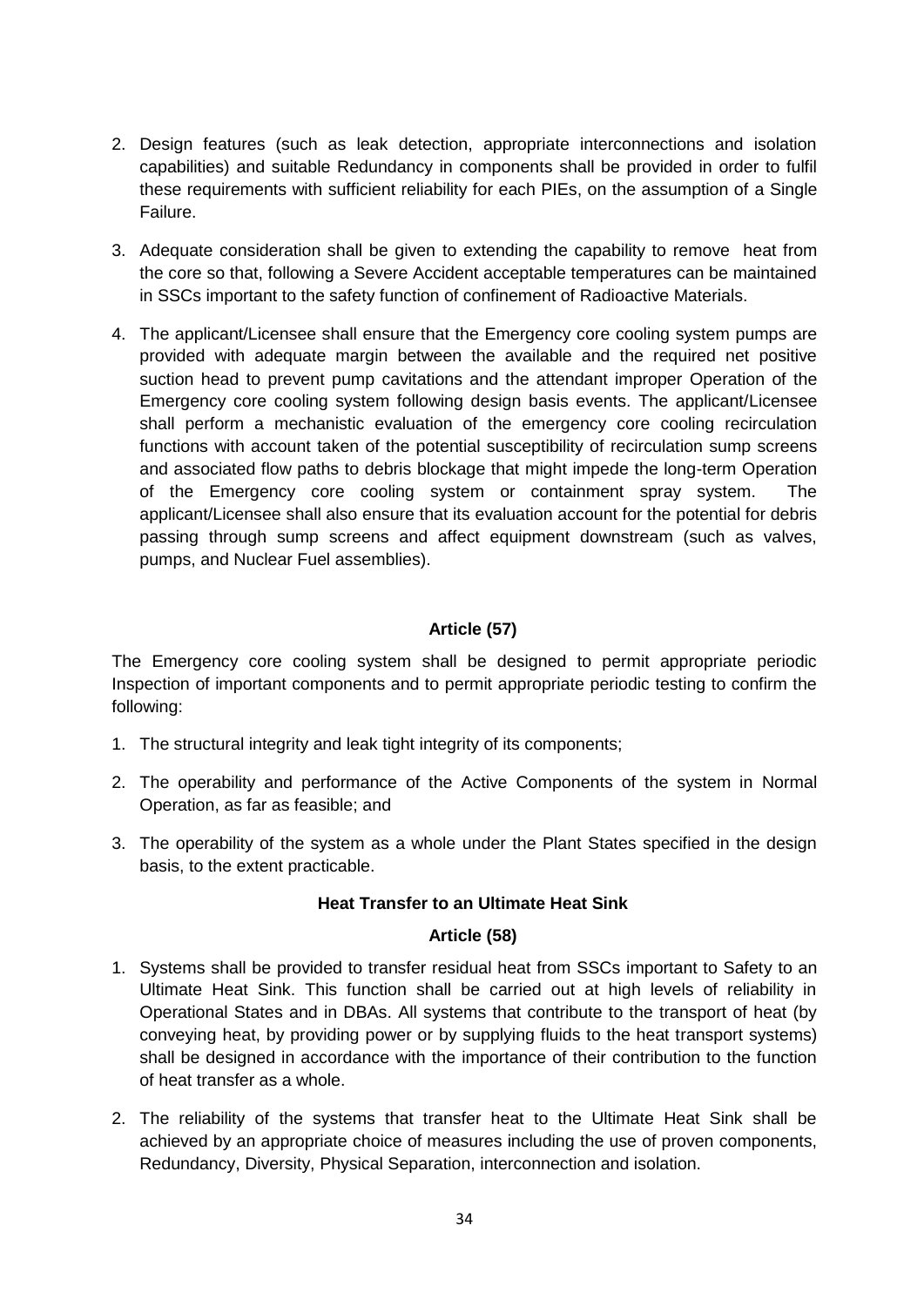2. Design features (such as leak detection, appropriate interconnections and isolation capabilities) and suitable Redundancy in components shall be provided in order to fulfil these requirements with sufficient reliability for each PIEs, on the assumption of a Single Failure.

3. Adequate consideration shall be given to extending the capability to remove heat from the core so that, following a Severe Accident acceptable temperatures can be maintained in SSCs important to the safety function of confinement of Radioactive Materials.

4. The applicant/Licensee shall ensure that the Emergency core cooling system pumps are provided with adequate margin between the available and the required net positive suction head to prevent pump cavitations and the attendant improper Operation of the Emergency core cooling system following design basis events. The applicant/Licensee shall perform a mechanistic evaluation of the emergency core cooling recirculation functions with account taken of the potential susceptibility of recirculation sump screens and associated flow paths to debris blockage that might impede the long-term Operation of the Emergency core cooling system or containment spray system. The applicant/Licensee shall also ensure that its evaluation account for the potential for debris passing through sump screens and affect equipment downstream (such as valves, pumps, and Nuclear Fuel assemblies).

**Article (57)**

The Emergency core cooling system shall be designed to permit appropriate periodic Inspection of important components and to permit appropriate periodic testing to confirm the following:

1. The structural integrity and leak tight integrity of its components;
2. The operability and performance of the Active Components of the system in Normal Operation, as far as feasible; and
3. The operability of the system as a whole under the Plant States specified in the design basis, to the extent practicable.

**Heat Transfer to an Ultimate Heat Sink**

**Article (58)**

1. Systems shall be provided to transfer residual heat from SSCs important to Safety to an Ultimate Heat Sink. This function shall be carried out at high levels of reliability in Operational States and in DBAs. All systems that contribute to the transport of heat (by conveying heat, by providing power or by supplying fluids to the heat transport systems) shall be designed in accordance with the importance of their contribution to the function of heat transfer as a whole.

2. The reliability of the systems that transfer heat to the Ultimate Heat Sink shall be achieved by an appropriate choice of measures including the use of proven components, Redundancy, Diversity, Physical Separation, interconnection and isolation.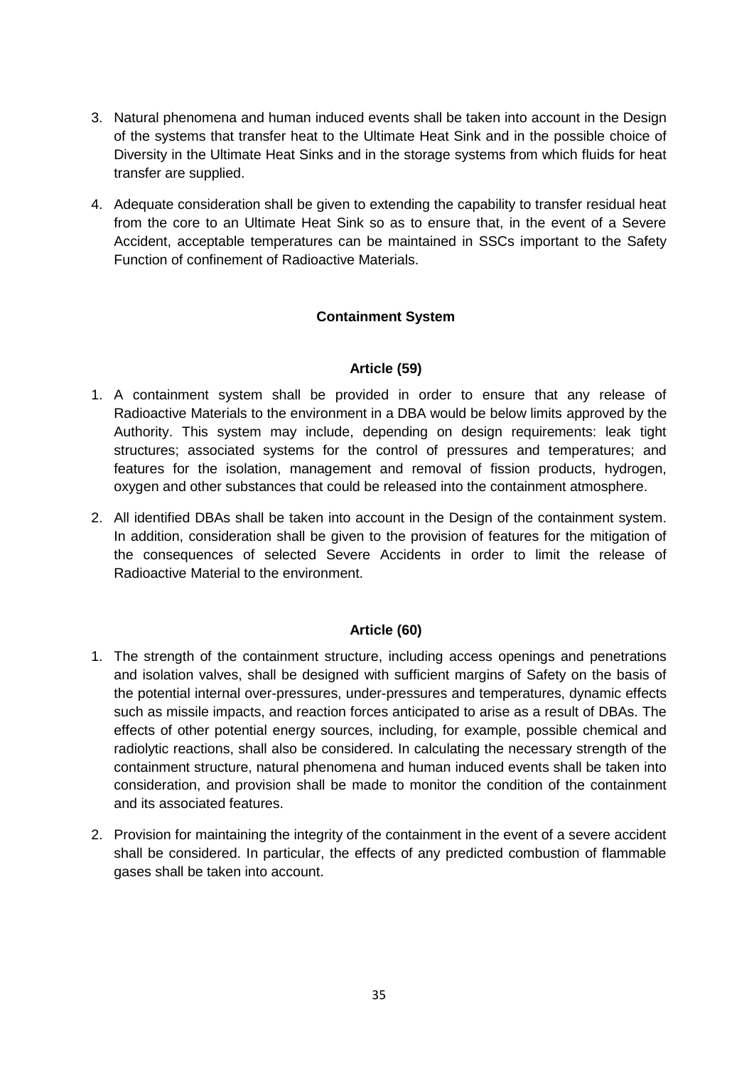3. Natural phenomena and human induced events shall be taken into account in the Design of the systems that transfer heat to the Ultimate Heat Sink and in the possible choice of Diversity in the Ultimate Heat Sinks and in the storage systems from which fluids for heat transfer are supplied.

4. Adequate consideration shall be given to extending the capability to transfer residual heat from the core to an Ultimate Heat Sink so as to ensure that, in the event of a Severe Accident, acceptable temperatures can be maintained in SSCs important to the Safety Function of confinement of Radioactive Materials.

### Containment System

#### Article (59)

1. A containment system shall be provided in order to ensure that any release of Radioactive Materials to the environment in a DBA would be below limits approved by the Authority. This system may include, depending on design requirements: leak tight structures; associated systems for the control of pressures and temperatures; and features for the isolation, management and removal of fission products, hydrogen, oxygen and other substances that could be released into the containment atmosphere.

2. All identified DBAs shall be taken into account in the Design of the containment system. In addition, consideration shall be given to the provision of features for the mitigation of the consequences of selected Severe Accidents in order to limit the release of Radioactive Material to the environment.

#### Article (60)

1. The strength of the containment structure, including access openings and penetrations and isolation valves, shall be designed with sufficient margins of Safety on the basis of the potential internal over-pressures, under-pressures and temperatures, dynamic effects such as missile impacts, and reaction forces anticipated to arise as a result of DBAs. The effects of other potential energy sources, including, for example, possible chemical and radiolytic reactions, shall also be considered. In calculating the necessary strength of the containment structure, natural phenomena and human induced events shall be taken into consideration, and provision shall be made to monitor the condition of the containment and its associated features.

2. Provision for maintaining the integrity of the containment in the event of a severe accident shall be considered. In particular, the effects of any predicted combustion of flammable gases shall be taken into account.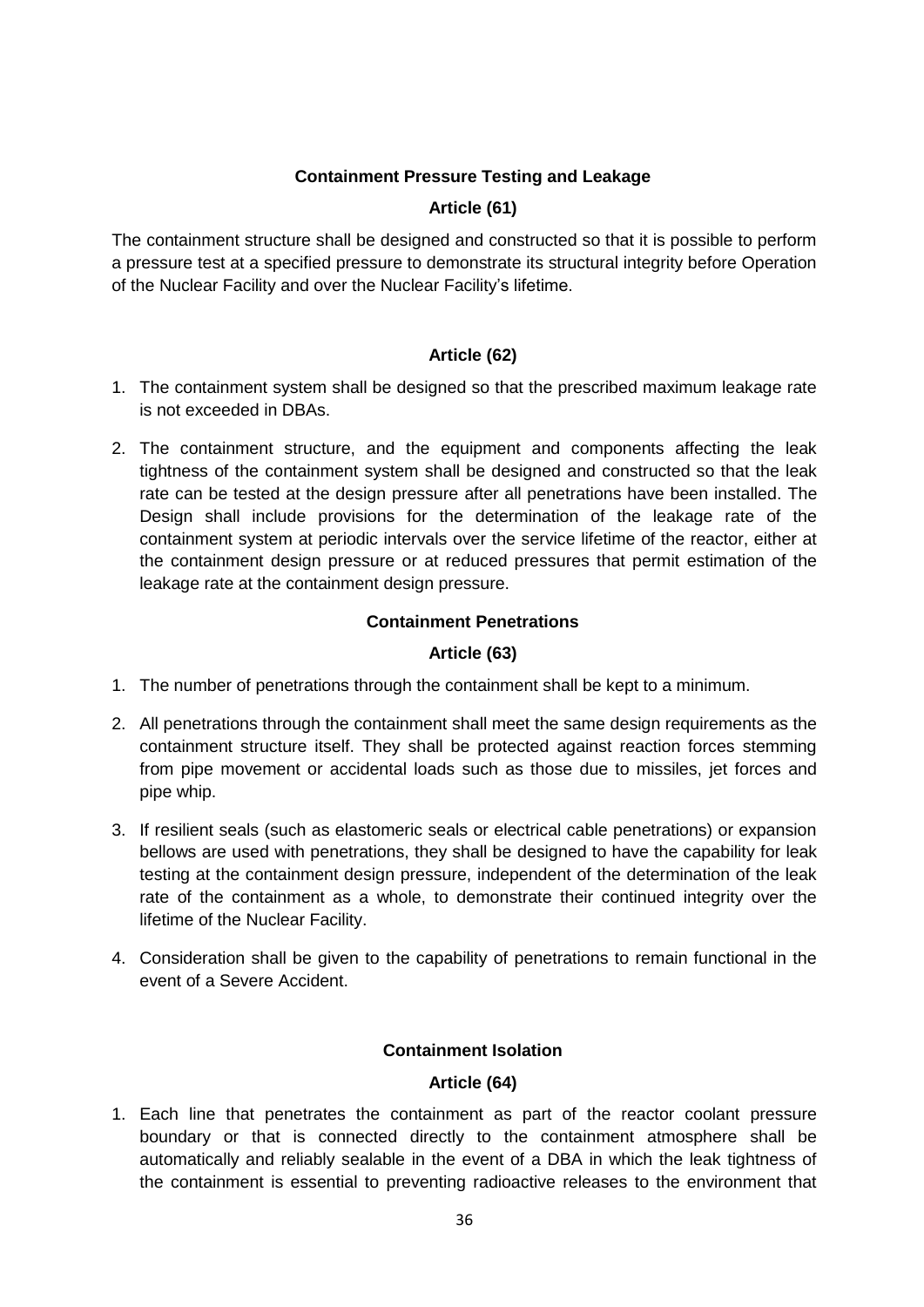### Containment Pressure Testing and Leakage

### Article (61)

The containment structure shall be designed and constructed so that it is possible to perform a pressure test at a specified pressure to demonstrate its structural integrity before Operation of the Nuclear Facility and over the Nuclear Facility's lifetime.

### Article (62)

1. The containment system shall be designed so that the prescribed maximum leakage rate is not exceeded in DBAs.
2. The containment structure, and the equipment and components affecting the leak tightness of the containment system shall be designed and constructed so that the leak rate can be tested at the design pressure after all penetrations have been installed. The Design shall include provisions for the determination of the leakage rate of the containment system at periodic intervals over the service lifetime of the reactor, either at the containment design pressure or at reduced pressures that permit estimation of the leakage rate at the containment design pressure.

### Containment Penetrations

### Article (63)

1. The number of penetrations through the containment shall be kept to a minimum.
2. All penetrations through the containment shall meet the same design requirements as the containment structure itself. They shall be protected against reaction forces stemming from pipe movement or accidental loads such as those due to missiles, jet forces and pipe whip.
3. If resilient seals (such as elastomeric seals or electrical cable penetrations) or expansion bellows are used with penetrations, they shall be designed to have the capability for leak testing at the containment design pressure, independent of the determination of the leak rate of the containment as a whole, to demonstrate their continued integrity over the lifetime of the Nuclear Facility.
4. Consideration shall be given to the capability of penetrations to remain functional in the event of a Severe Accident.

### Containment Isolation

### Article (64)

1. Each line that penetrates the containment as part of the reactor coolant pressure boundary or that is connected directly to the containment atmosphere shall be automatically and reliably sealable in the event of a DBA in which the leak tightness of the containment is essential to preventing radioactive releases to the environment that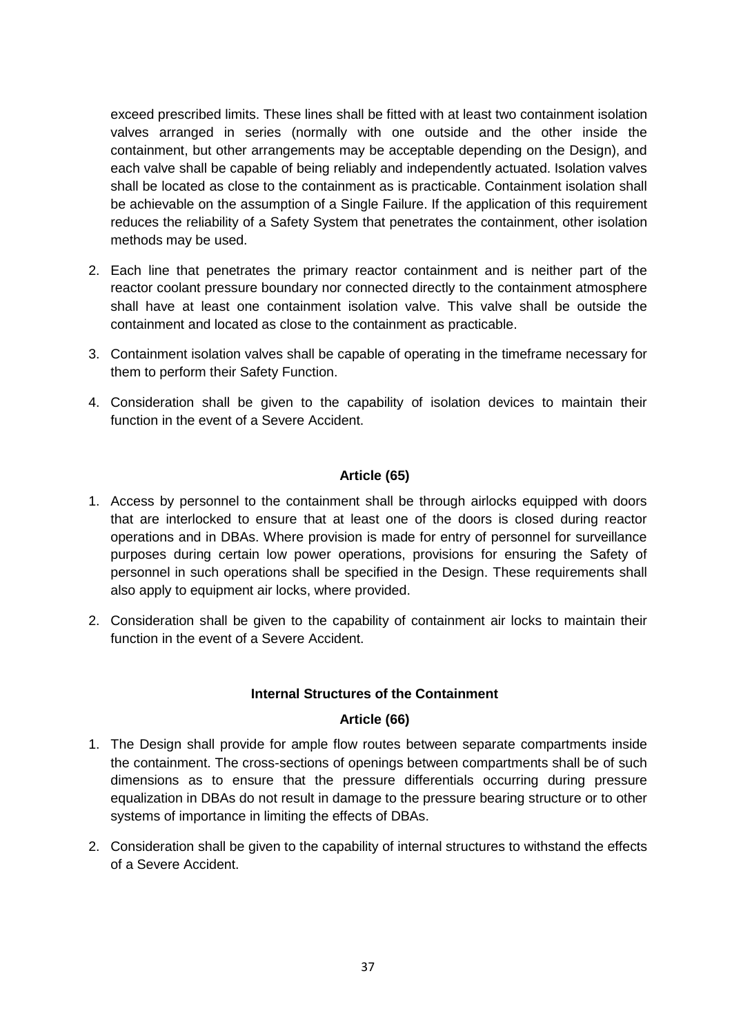exceed prescribed limits. These lines shall be fitted with at least two containment isolation valves arranged in series (normally with one outside and the other inside the containment, but other arrangements may be acceptable depending on the Design), and each valve shall be capable of being reliably and independently actuated. Isolation valves shall be located as close to the containment as is practicable. Containment isolation shall be achievable on the assumption of a Single Failure. If the application of this requirement reduces the reliability of a Safety System that penetrates the containment, other isolation methods may be used.

2. Each line that penetrates the primary reactor containment and is neither part of the reactor coolant pressure boundary nor connected directly to the containment atmosphere shall have at least one containment isolation valve. This valve shall be outside the containment and located as close to the containment as practicable.

3. Containment isolation valves shall be capable of operating in the timeframe necessary for them to perform their Safety Function.

4. Consideration shall be given to the capability of isolation devices to maintain their function in the event of a Severe Accident.

**Article (65)**

1. Access by personnel to the containment shall be through airlocks equipped with doors that are interlocked to ensure that at least one of the doors is closed during reactor operations and in DBAs. Where provision is made for entry of personnel for surveillance purposes during certain low power operations, provisions for ensuring the Safety of personnel in such operations shall be specified in the Design. These requirements shall also apply to equipment air locks, where provided.

2. Consideration shall be given to the capability of containment air locks to maintain their function in the event of a Severe Accident.

**Internal Structures of the Containment**

**Article (66)**

1. The Design shall provide for ample flow routes between separate compartments inside the containment. The cross-sections of openings between compartments shall be of such dimensions as to ensure that the pressure differentials occurring during pressure equalization in DBAs do not result in damage to the pressure bearing structure or to other systems of importance in limiting the effects of DBAs.

2. Consideration shall be given to the capability of internal structures to withstand the effects of a Severe Accident.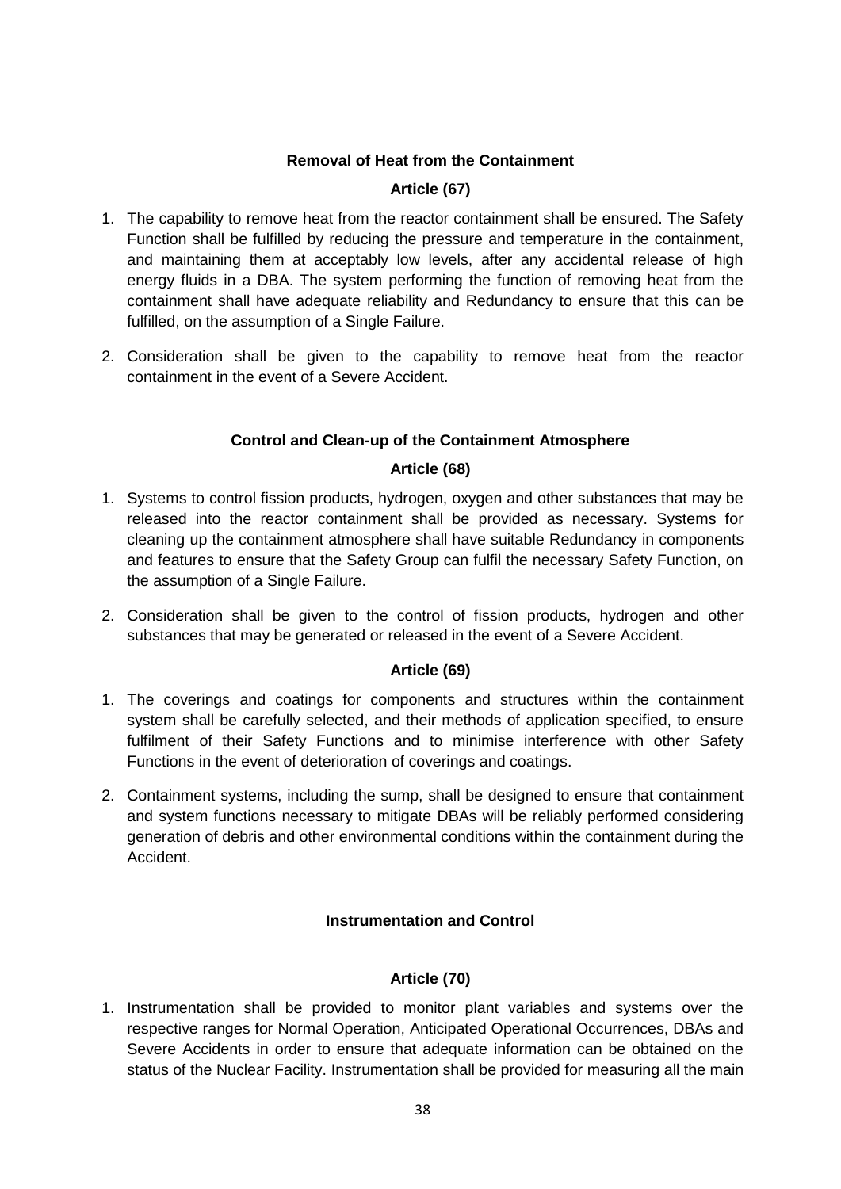### Removal of Heat from the Containment

#### Article (67)

1. The capability to remove heat from the reactor containment shall be ensured. The Safety Function shall be fulfilled by reducing the pressure and temperature in the containment, and maintaining them at acceptably low levels, after any accidental release of high energy fluids in a DBA. The system performing the function of removing heat from the containment shall have adequate reliability and Redundancy to ensure that this can be fulfilled, on the assumption of a Single Failure.

2. Consideration shall be given to the capability to remove heat from the reactor containment in the event of a Severe Accident.

### Control and Clean-up of the Containment Atmosphere

#### Article (68)

1. Systems to control fission products, hydrogen, oxygen and other substances that may be released into the reactor containment shall be provided as necessary. Systems for cleaning up the containment atmosphere shall have suitable Redundancy in components and features to ensure that the Safety Group can fulfil the necessary Safety Function, on the assumption of a Single Failure.

2. Consideration shall be given to the control of fission products, hydrogen and other substances that may be generated or released in the event of a Severe Accident.

#### Article (69)

1. The coverings and coatings for components and structures within the containment system shall be carefully selected, and their methods of application specified, to ensure fulfilment of their Safety Functions and to minimise interference with other Safety Functions in the event of deterioration of coverings and coatings.

2. Containment systems, including the sump, shall be designed to ensure that containment and system functions necessary to mitigate DBAs will be reliably performed considering generation of debris and other environmental conditions within the containment during the Accident.

### Instrumentation and Control

#### Article (70)

1. Instrumentation shall be provided to monitor plant variables and systems over the respective ranges for Normal Operation, Anticipated Operational Occurrences, DBAs and Severe Accidents in order to ensure that adequate information can be obtained on the status of the Nuclear Facility. Instrumentation shall be provided for measuring all the main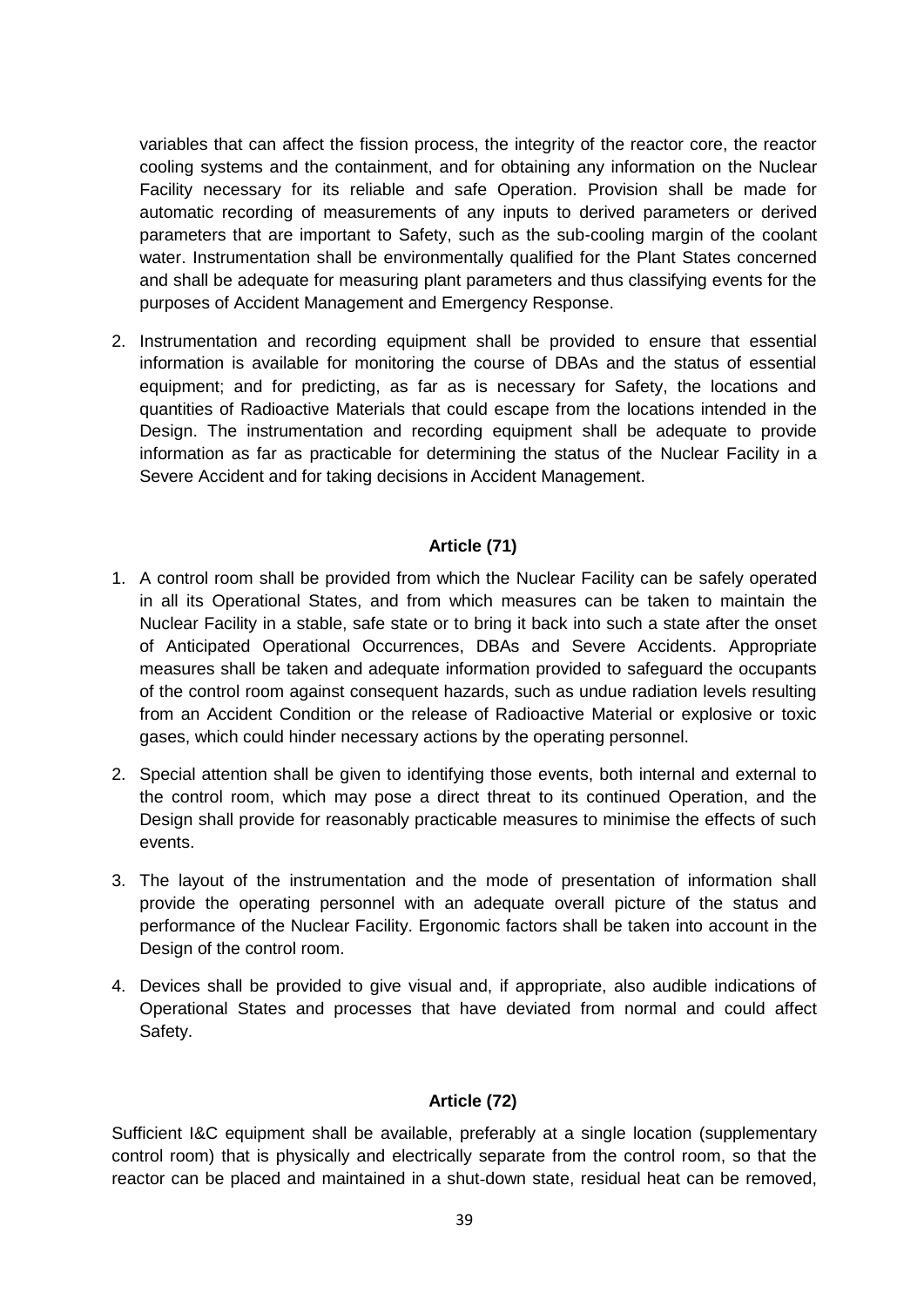variables that can affect the fission process, the integrity of the reactor core, the reactor cooling systems and the containment, and for obtaining any information on the Nuclear Facility necessary for its reliable and safe Operation. Provision shall be made for automatic recording of measurements of any inputs to derived parameters or derived parameters that are important to Safety, such as the sub-cooling margin of the coolant water. Instrumentation shall be environmentally qualified for the Plant States concerned and shall be adequate for measuring plant parameters and thus classifying events for the purposes of Accident Management and Emergency Response.

2. Instrumentation and recording equipment shall be provided to ensure that essential information is available for monitoring the course of DBAs and the status of essential equipment; and for predicting, as far as is necessary for Safety, the locations and quantities of Radioactive Materials that could escape from the locations intended in the Design. The instrumentation and recording equipment shall be adequate to provide information as far as practicable for determining the status of the Nuclear Facility in a Severe Accident and for taking decisions in Accident Management.

**Article (71)**

1. A control room shall be provided from which the Nuclear Facility can be safely operated in all its Operational States, and from which measures can be taken to maintain the Nuclear Facility in a stable, safe state or to bring it back into such a state after the onset of Anticipated Operational Occurrences, DBAs and Severe Accidents. Appropriate measures shall be taken and adequate information provided to safeguard the occupants of the control room against consequent hazards, such as undue radiation levels resulting from an Accident Condition or the release of Radioactive Material or explosive or toxic gases, which could hinder necessary actions by the operating personnel.
2. Special attention shall be given to identifying those events, both internal and external to the control room, which may pose a direct threat to its continued Operation, and the Design shall provide for reasonably practicable measures to minimise the effects of such events.
3. The layout of the instrumentation and the mode of presentation of information shall provide the operating personnel with an adequate overall picture of the status and performance of the Nuclear Facility. Ergonomic factors shall be taken into account in the Design of the control room.
4. Devices shall be provided to give visual and, if appropriate, also audible indications of Operational States and processes that have deviated from normal and could affect Safety.

**Article (72)**

Sufficient I&C equipment shall be available, preferably at a single location (supplementary control room) that is physically and electrically separate from the control room, so that the reactor can be placed and maintained in a shut-down state, residual heat can be removed,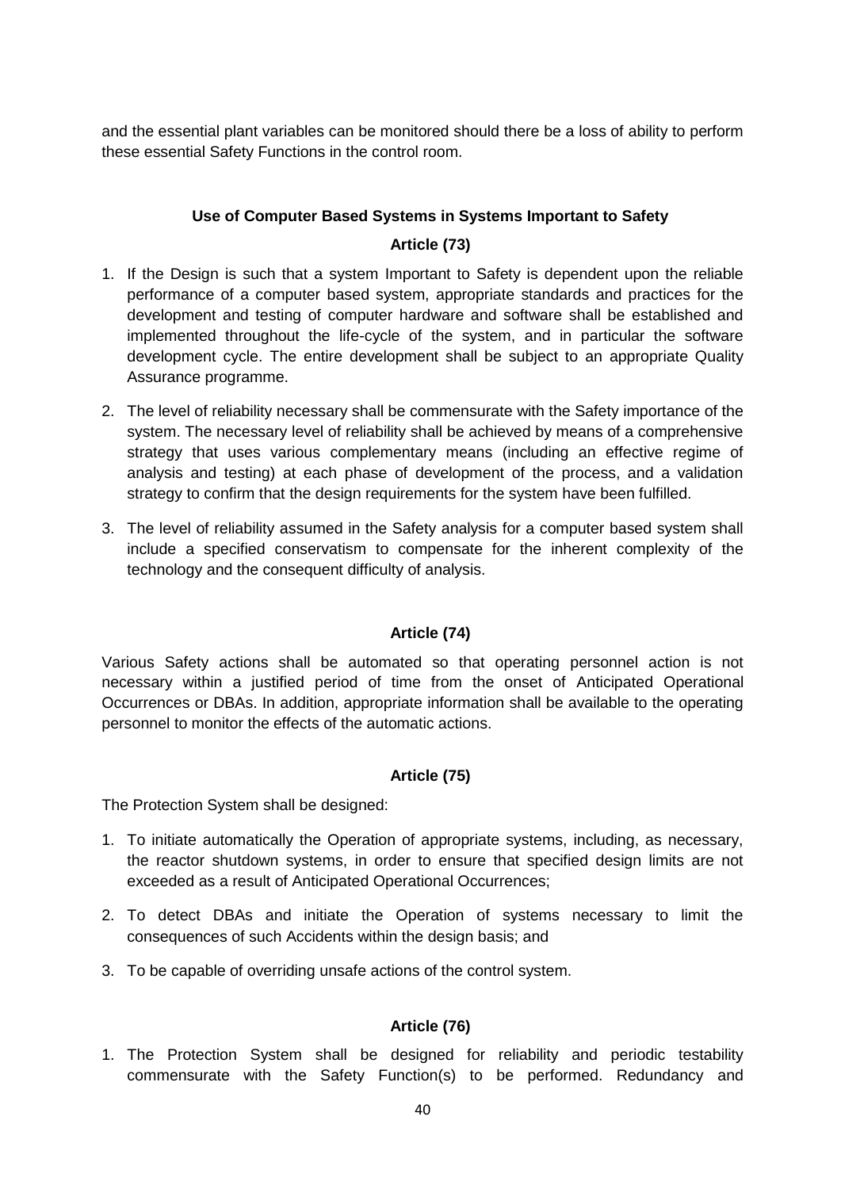and the essential plant variables can be monitored should there be a loss of ability to perform these essential Safety Functions in the control room.

## Use of Computer Based Systems in Systems Important to Safety

### Article (73)

1. If the Design is such that a system Important to Safety is dependent upon the reliable performance of a computer based system, appropriate standards and practices for the development and testing of computer hardware and software shall be established and implemented throughout the life-cycle of the system, and in particular the software development cycle. The entire development shall be subject to an appropriate Quality Assurance programme.
2. The level of reliability necessary shall be commensurate with the Safety importance of the system. The necessary level of reliability shall be achieved by means of a comprehensive strategy that uses various complementary means (including an effective regime of analysis and testing) at each phase of development of the process, and a validation strategy to confirm that the design requirements for the system have been fulfilled.
3. The level of reliability assumed in the Safety analysis for a computer based system shall include a specified conservatism to compensate for the inherent complexity of the technology and the consequent difficulty of analysis.

### Article (74)

Various Safety actions shall be automated so that operating personnel action is not necessary within a justified period of time from the onset of Anticipated Operational Occurrences or DBAs. In addition, appropriate information shall be available to the operating personnel to monitor the effects of the automatic actions.

### Article (75)

The Protection System shall be designed:

1. To initiate automatically the Operation of appropriate systems, including, as necessary, the reactor shutdown systems, in order to ensure that specified design limits are not exceeded as a result of Anticipated Operational Occurrences;
2. To detect DBAs and initiate the Operation of systems necessary to limit the consequences of such Accidents within the design basis; and
3. To be capable of overriding unsafe actions of the control system.

### Article (76)

1. The Protection System shall be designed for reliability and periodic testability commensurate with the Safety Function(s) to be performed. Redundancy and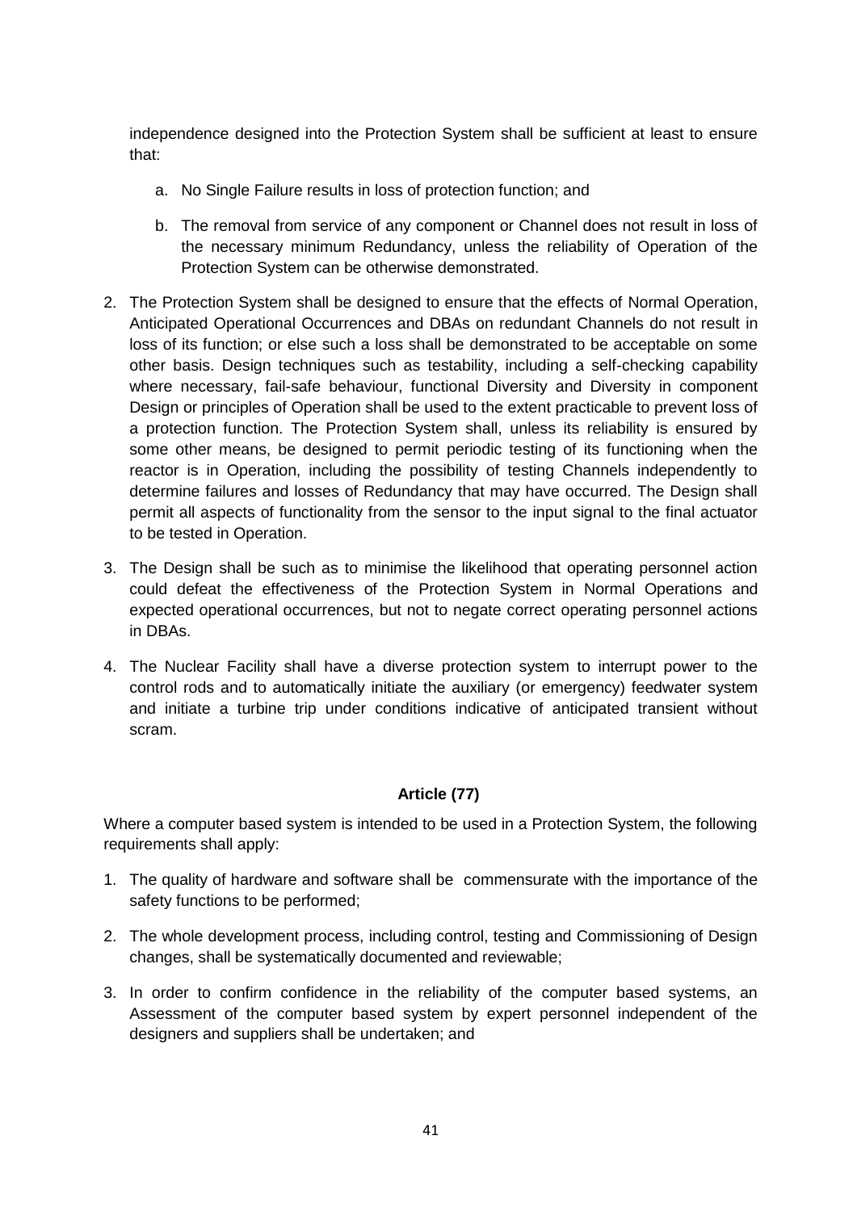independence designed into the Protection System shall be sufficient at least to ensure that:

   a. No Single Failure results in loss of protection function; and

   b. The removal from service of any component or Channel does not result in loss of the necessary minimum Redundancy, unless the reliability of Operation of the Protection System can be otherwise demonstrated.

2. The Protection System shall be designed to ensure that the effects of Normal Operation, Anticipated Operational Occurrences and DBAs on redundant Channels do not result in loss of its function; or else such a loss shall be demonstrated to be acceptable on some other basis. Design techniques such as testability, including a self-checking capability where necessary, fail-safe behaviour, functional Diversity and Diversity in component Design or principles of Operation shall be used to the extent practicable to prevent loss of a protection function. The Protection System shall, unless its reliability is ensured by some other means, be designed to permit periodic testing of its functioning when the reactor is in Operation, including the possibility of testing Channels independently to determine failures and losses of Redundancy that may have occurred. The Design shall permit all aspects of functionality from the sensor to the input signal to the final actuator to be tested in Operation.

3. The Design shall be such as to minimise the likelihood that operating personnel action could defeat the effectiveness of the Protection System in Normal Operations and expected operational occurrences, but not to negate correct operating personnel actions in DBAs.

4. The Nuclear Facility shall have a diverse protection system to interrupt power to the control rods and to automatically initiate the auxiliary (or emergency) feedwater system and initiate a turbine trip under conditions indicative of anticipated transient without scram.

**Article (77)**

Where a computer based system is intended to be used in a Protection System, the following requirements shall apply:

1. The quality of hardware and software shall be commensurate with the importance of the safety functions to be performed;

2. The whole development process, including control, testing and Commissioning of Design changes, shall be systematically documented and reviewable;

3. In order to confirm confidence in the reliability of the computer based systems, an Assessment of the computer based system by expert personnel independent of the designers and suppliers shall be undertaken; and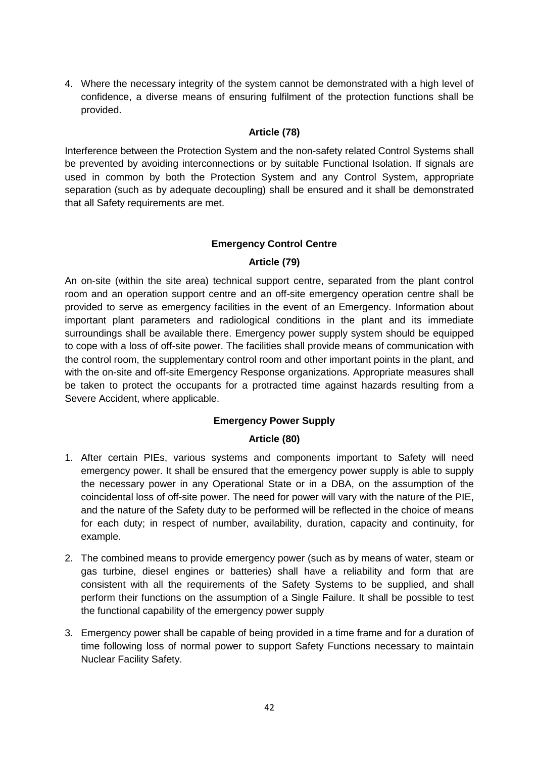4. Where the necessary integrity of the system cannot be demonstrated with a high level of confidence, a diverse means of ensuring fulfilment of the protection functions shall be provided.

**Article (78)**

Interference between the Protection System and the non-safety related Control Systems shall be prevented by avoiding interconnections or by suitable Functional Isolation. If signals are used in common by both the Protection System and any Control System, appropriate separation (such as by adequate decoupling) shall be ensured and it shall be demonstrated that all Safety requirements are met.

### Emergency Control Centre

**Article (79)**

An on-site (within the site area) technical support centre, separated from the plant control room and an operation support centre and an off-site emergency operation centre shall be provided to serve as emergency facilities in the event of an Emergency. Information about important plant parameters and radiological conditions in the plant and its immediate surroundings shall be available there. Emergency power supply system should be equipped to cope with a loss of off-site power. The facilities shall provide means of communication with the control room, the supplementary control room and other important points in the plant, and with the on-site and off-site Emergency Response organizations. Appropriate measures shall be taken to protect the occupants for a protracted time against hazards resulting from a Severe Accident, where applicable.

### Emergency Power Supply

**Article (80)**

1. After certain PIEs, various systems and components important to Safety will need emergency power. It shall be ensured that the emergency power supply is able to supply the necessary power in any Operational State or in a DBA, on the assumption of the coincidental loss of off-site power. The need for power will vary with the nature of the PIE, and the nature of the Safety duty to be performed will be reflected in the choice of means for each duty; in respect of number, availability, duration, capacity and continuity, for example.

2. The combined means to provide emergency power (such as by means of water, steam or gas turbine, diesel engines or batteries) shall have a reliability and form that are consistent with all the requirements of the Safety Systems to be supplied, and shall perform their functions on the assumption of a Single Failure. It shall be possible to test the functional capability of the emergency power supply

3. Emergency power shall be capable of being provided in a time frame and for a duration of time following loss of normal power to support Safety Functions necessary to maintain Nuclear Facility Safety.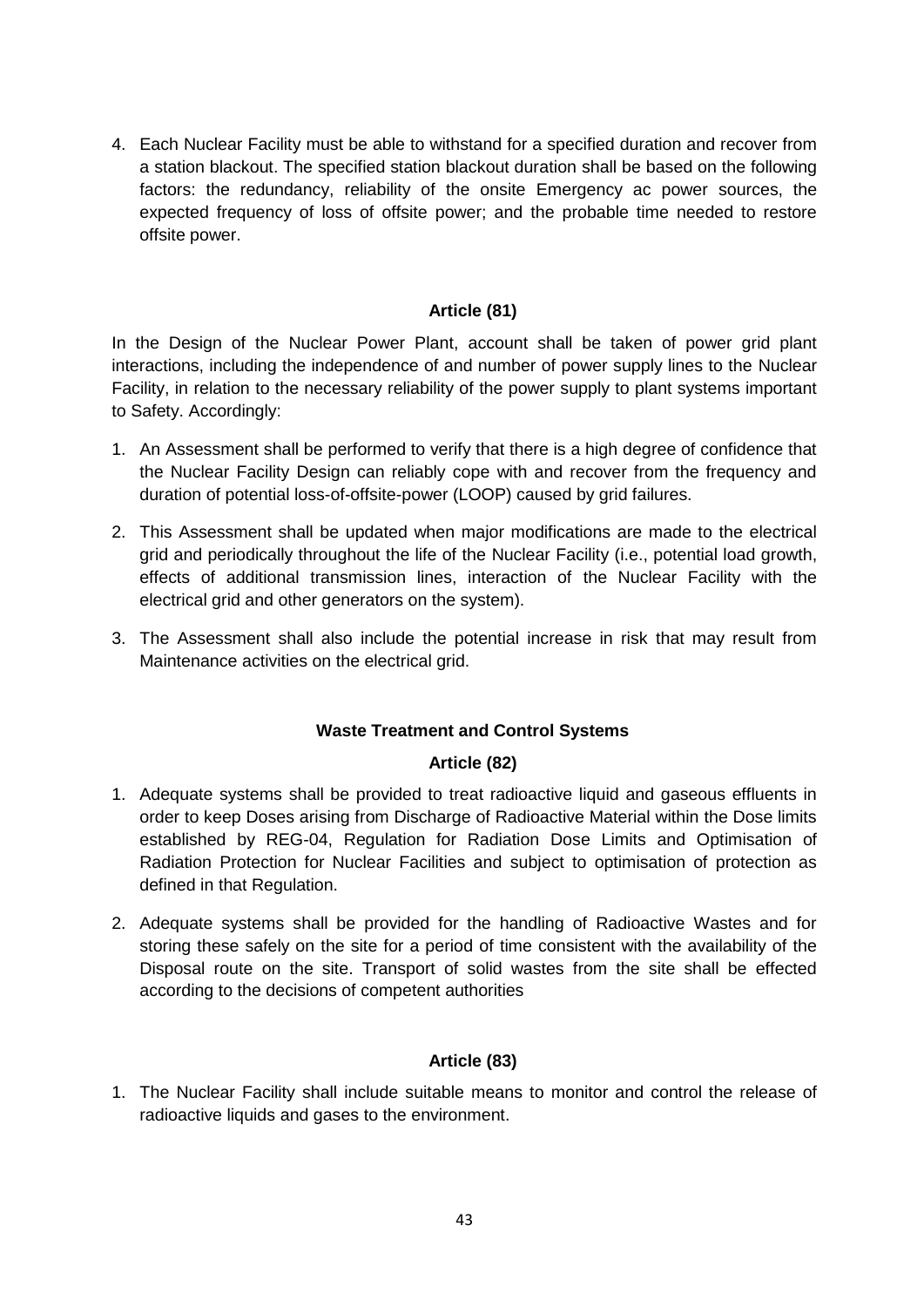4. Each Nuclear Facility must be able to withstand for a specified duration and recover from a station blackout. The specified station blackout duration shall be based on the following factors: the redundancy, reliability of the onsite Emergency ac power sources, the expected frequency of loss of offsite power; and the probable time needed to restore offsite power.

**Article (81)**

In the Design of the Nuclear Power Plant, account shall be taken of power grid plant interactions, including the independence of and number of power supply lines to the Nuclear Facility, in relation to the necessary reliability of the power supply to plant systems important to Safety. Accordingly:

1. An Assessment shall be performed to verify that there is a high degree of confidence that the Nuclear Facility Design can reliably cope with and recover from the frequency and duration of potential loss-of-offsite-power (LOOP) caused by grid failures.
2. This Assessment shall be updated when major modifications are made to the electrical grid and periodically throughout the life of the Nuclear Facility (i.e., potential load growth, effects of additional transmission lines, interaction of the Nuclear Facility with the electrical grid and other generators on the system).
3. The Assessment shall also include the potential increase in risk that may result from Maintenance activities on the electrical grid.

**Waste Treatment and Control Systems**

**Article (82)**

1. Adequate systems shall be provided to treat radioactive liquid and gaseous effluents in order to keep Doses arising from Discharge of Radioactive Material within the Dose limits established by REG-04, Regulation for Radiation Dose Limits and Optimisation of Radiation Protection for Nuclear Facilities and subject to optimisation of protection as defined in that Regulation.
2. Adequate systems shall be provided for the handling of Radioactive Wastes and for storing these safely on the site for a period of time consistent with the availability of the Disposal route on the site. Transport of solid wastes from the site shall be effected according to the decisions of competent authorities

**Article (83)**

1. The Nuclear Facility shall include suitable means to monitor and control the release of radioactive liquids and gases to the environment.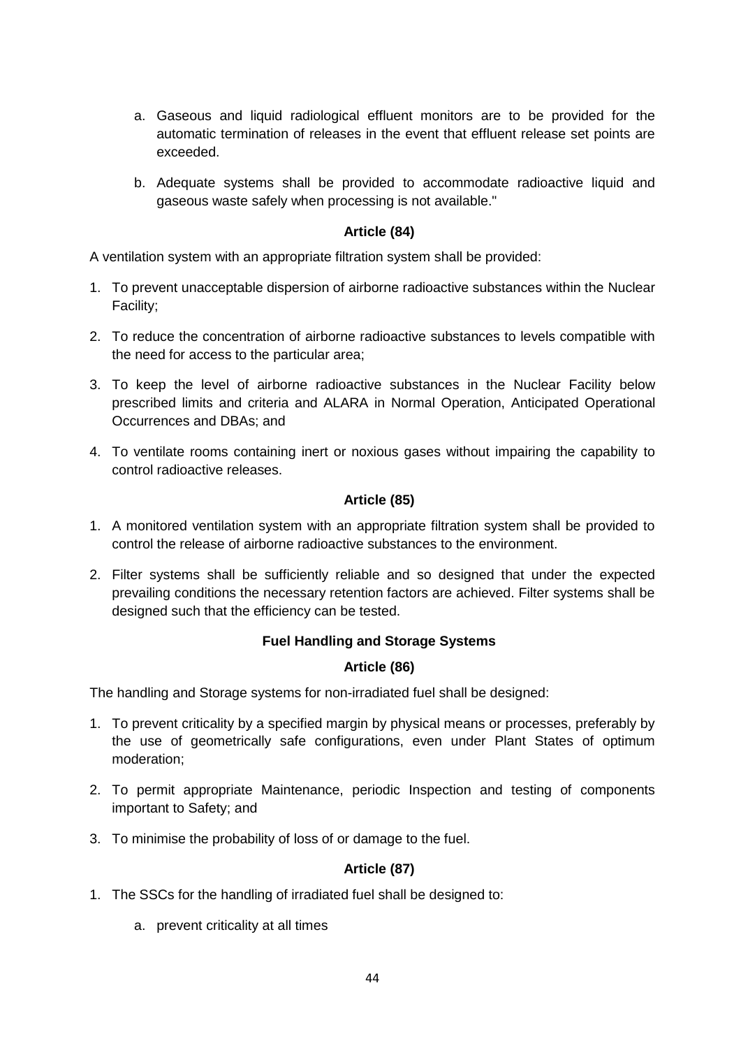a. Gaseous and liquid radiological effluent monitors are to be provided for the automatic termination of releases in the event that effluent release set points are exceeded.

b. Adequate systems shall be provided to accommodate radioactive liquid and gaseous waste safely when processing is not available."

**Article (84)**

A ventilation system with an appropriate filtration system shall be provided:

1. To prevent unacceptable dispersion of airborne radioactive substances within the Nuclear Facility;
2. To reduce the concentration of airborne radioactive substances to levels compatible with the need for access to the particular area;
3. To keep the level of airborne radioactive substances in the Nuclear Facility below prescribed limits and criteria and ALARA in Normal Operation, Anticipated Operational Occurrences and DBAs; and
4. To ventilate rooms containing inert or noxious gases without impairing the capability to control radioactive releases.

**Article (85)**

1. A monitored ventilation system with an appropriate filtration system shall be provided to control the release of airborne radioactive substances to the environment.
2. Filter systems shall be sufficiently reliable and so designed that under the expected prevailing conditions the necessary retention factors are achieved. Filter systems shall be designed such that the efficiency can be tested.

**Fuel Handling and Storage Systems**

**Article (86)**

The handling and Storage systems for non-irradiated fuel shall be designed:

1. To prevent criticality by a specified margin by physical means or processes, preferably by the use of geometrically safe configurations, even under Plant States of optimum moderation;
2. To permit appropriate Maintenance, periodic Inspection and testing of components important to Safety; and
3. To minimise the probability of loss of or damage to the fuel.

**Article (87)**

1. The SSCs for the handling of irradiated fuel shall be designed to:

   a. prevent criticality at all times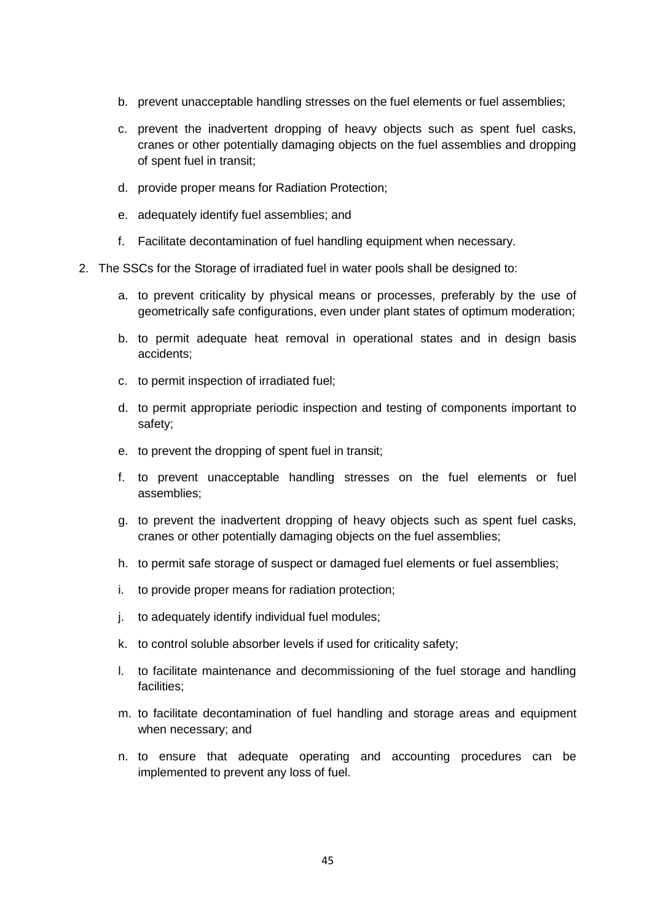b. prevent unacceptable handling stresses on the fuel elements or fuel assemblies;

c. prevent the inadvertent dropping of heavy objects such as spent fuel casks, cranes or other potentially damaging objects on the fuel assemblies and dropping of spent fuel in transit;

d. provide proper means for Radiation Protection;

e. adequately identify fuel assemblies; and

f. Facilitate decontamination of fuel handling equipment when necessary.

2. The SSCs for the Storage of irradiated fuel in water pools shall be designed to:

   a. to prevent criticality by physical means or processes, preferably by the use of geometrically safe configurations, even under plant states of optimum moderation;

   b. to permit adequate heat removal in operational states and in design basis accidents;

   c. to permit inspection of irradiated fuel;

   d. to permit appropriate periodic inspection and testing of components important to safety;

   e. to prevent the dropping of spent fuel in transit;

   f. to prevent unacceptable handling stresses on the fuel elements or fuel assemblies;

   g. to prevent the inadvertent dropping of heavy objects such as spent fuel casks, cranes or other potentially damaging objects on the fuel assemblies;

   h. to permit safe storage of suspect or damaged fuel elements or fuel assemblies;

   i. to provide proper means for radiation protection;

   j. to adequately identify individual fuel modules;

   k. to control soluble absorber levels if used for criticality safety;

   l. to facilitate maintenance and decommissioning of the fuel storage and handling facilities;

   m. to facilitate decontamination of fuel handling and storage areas and equipment when necessary; and

   n. to ensure that adequate operating and accounting procedures can be implemented to prevent any loss of fuel.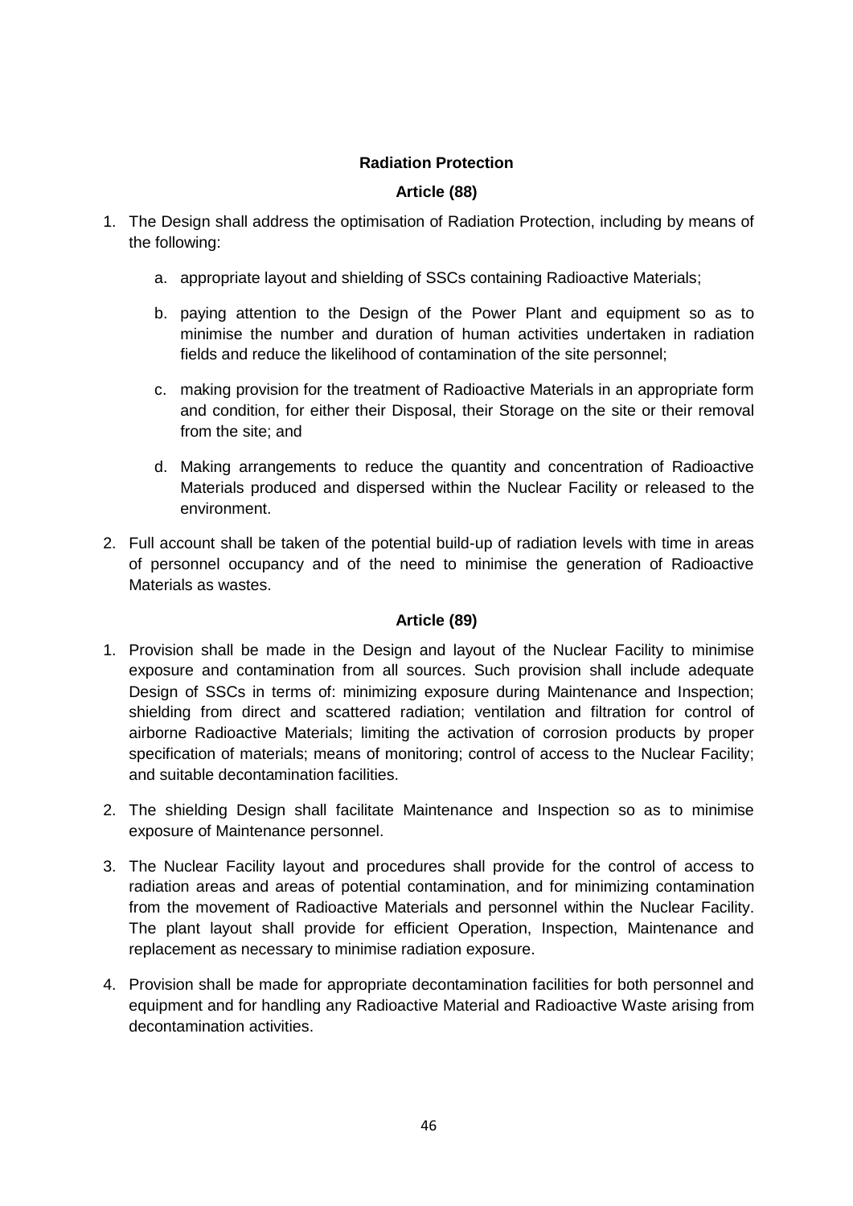## Radiation Protection

### Article (88)

1. The Design shall address the optimisation of Radiation Protection, including by means of the following:

    a. appropriate layout and shielding of SSCs containing Radioactive Materials;

    b. paying attention to the Design of the Power Plant and equipment so as to minimise the number and duration of human activities undertaken in radiation fields and reduce the likelihood of contamination of the site personnel;

    c. making provision for the treatment of Radioactive Materials in an appropriate form and condition, for either their Disposal, their Storage on the site or their removal from the site; and

    d. Making arrangements to reduce the quantity and concentration of Radioactive Materials produced and dispersed within the Nuclear Facility or released to the environment.

2. Full account shall be taken of the potential build-up of radiation levels with time in areas of personnel occupancy and of the need to minimise the generation of Radioactive Materials as wastes.

### Article (89)

1. Provision shall be made in the Design and layout of the Nuclear Facility to minimise exposure and contamination from all sources. Such provision shall include adequate Design of SSCs in terms of: minimizing exposure during Maintenance and Inspection; shielding from direct and scattered radiation; ventilation and filtration for control of airborne Radioactive Materials; limiting the activation of corrosion products by proper specification of materials; means of monitoring; control of access to the Nuclear Facility; and suitable decontamination facilities.

2. The shielding Design shall facilitate Maintenance and Inspection so as to minimise exposure of Maintenance personnel.

3. The Nuclear Facility layout and procedures shall provide for the control of access to radiation areas and areas of potential contamination, and for minimizing contamination from the movement of Radioactive Materials and personnel within the Nuclear Facility. The plant layout shall provide for efficient Operation, Inspection, Maintenance and replacement as necessary to minimise radiation exposure.

4. Provision shall be made for appropriate decontamination facilities for both personnel and equipment and for handling any Radioactive Material and Radioactive Waste arising from decontamination activities.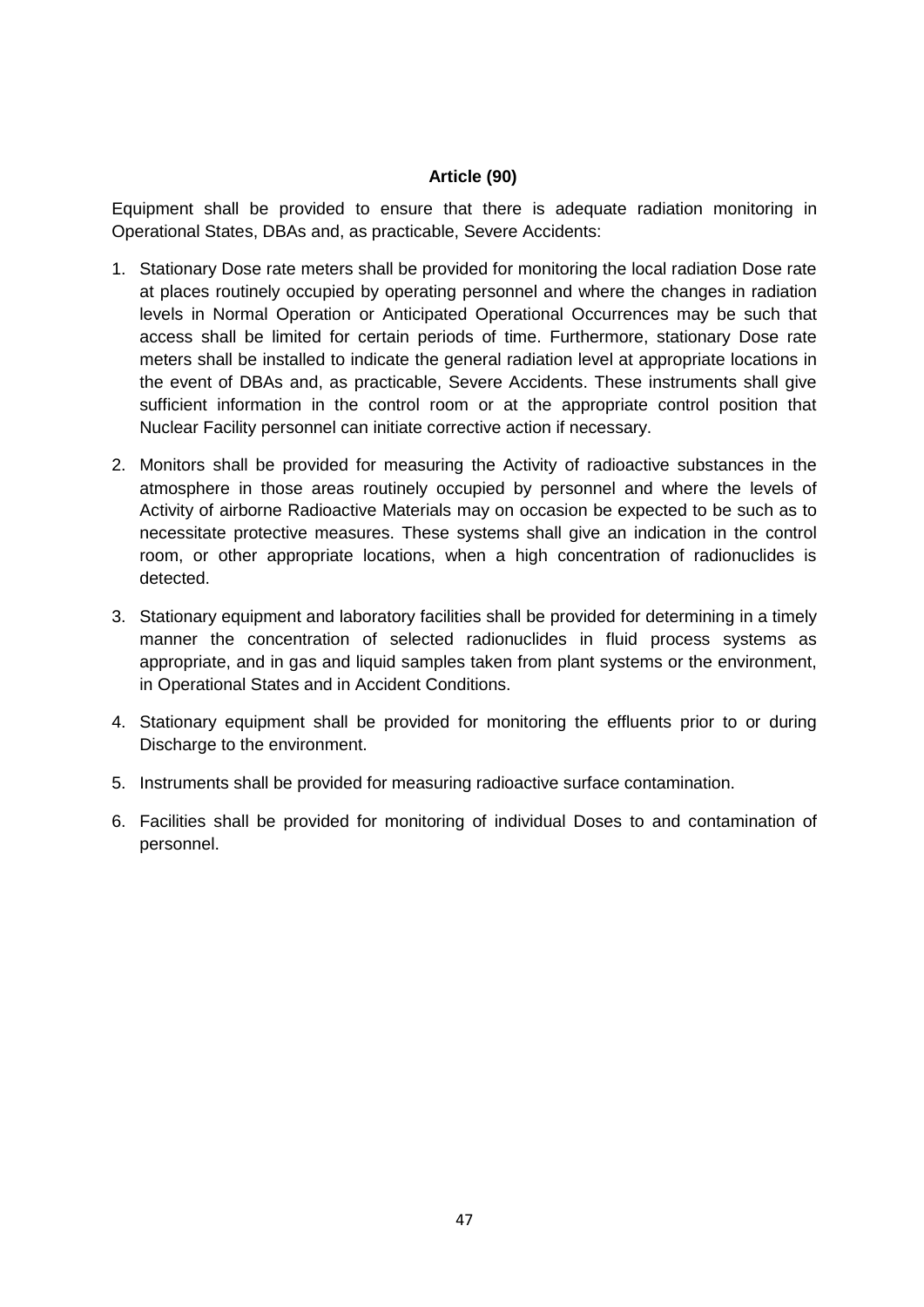## Article (90)

Equipment shall be provided to ensure that there is adequate radiation monitoring in Operational States, DBAs and, as practicable, Severe Accidents:

1. Stationary Dose rate meters shall be provided for monitoring the local radiation Dose rate at places routinely occupied by operating personnel and where the changes in radiation levels in Normal Operation or Anticipated Operational Occurrences may be such that access shall be limited for certain periods of time. Furthermore, stationary Dose rate meters shall be installed to indicate the general radiation level at appropriate locations in the event of DBAs and, as practicable, Severe Accidents. These instruments shall give sufficient information in the control room or at the appropriate control position that Nuclear Facility personnel can initiate corrective action if necessary.

2. Monitors shall be provided for measuring the Activity of radioactive substances in the atmosphere in those areas routinely occupied by personnel and where the levels of Activity of airborne Radioactive Materials may on occasion be expected to be such as to necessitate protective measures. These systems shall give an indication in the control room, or other appropriate locations, when a high concentration of radionuclides is detected.

3. Stationary equipment and laboratory facilities shall be provided for determining in a timely manner the concentration of selected radionuclides in fluid process systems as appropriate, and in gas and liquid samples taken from plant systems or the environment, in Operational States and in Accident Conditions.

4. Stationary equipment shall be provided for monitoring the effluents prior to or during Discharge to the environment.

5. Instruments shall be provided for measuring radioactive surface contamination.

6. Facilities shall be provided for monitoring of individual Doses to and contamination of personnel.